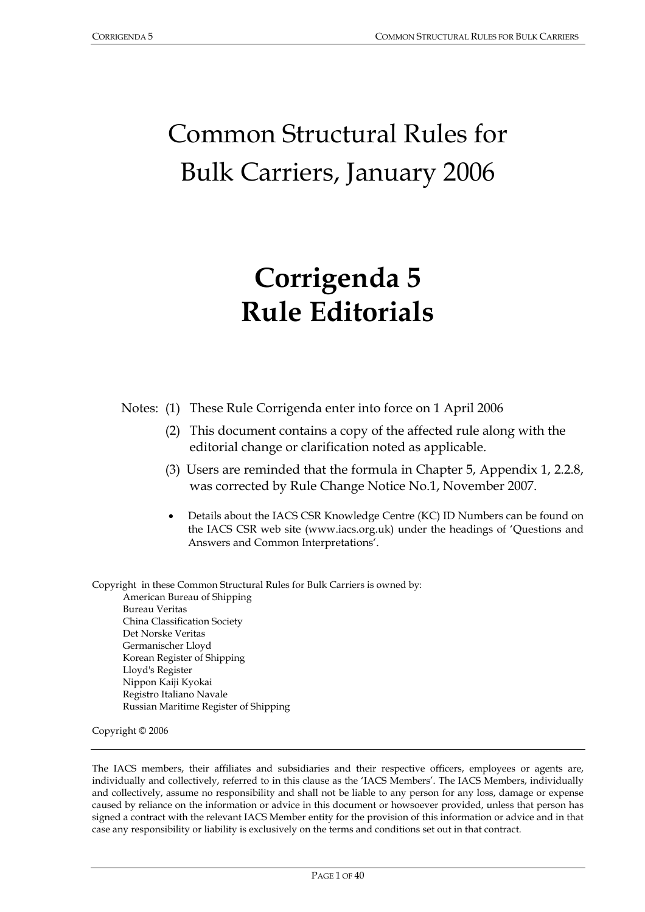# Common Structural Rules for Bulk Carriers, January 2006

# Corrigenda 5
# Rule Editorials

Notes: (1) These Rule Corrigenda enter into force on 1 April 2006

(2) This document contains a copy of the affected rule along with the editorial change or clarification noted as applicable.

(3) Users are reminded that the formula in Chapter 5, Appendix 1, 2.2.8, was corrected by Rule Change Notice No.1, November 2007.

- Details about the IACS CSR Knowledge Centre (KC) ID Numbers can be found on the IACS CSR web site (www.iacs.org.uk) under the headings of 'Questions and Answers and Common Interpretations'.

Copyright in these Common Structural Rules for Bulk Carriers is owned by:

American Bureau of Shipping
Bureau Veritas
China Classification Society
Det Norske Veritas
Germanischer Lloyd
Korean Register of Shipping
Lloyd's Register
Nippon Kaiji Kyokai
Registro Italiano Navale
Russian Maritime Register of Shipping

Copyright © 2006

---

The IACS members, their affiliates and subsidiaries and their respective officers, employees or agents are, individually and collectively, referred to in this clause as the 'IACS Members'. The IACS Members, individually and collectively, assume no responsibility and shall not be liable to any person for any loss, damage or expense caused by reliance on the information or advice in this document or howsoever provided, unless that person has signed a contract with the relevant IACS Member entity for the provision of this information or advice and in that case any responsibility or liability is exclusively on the terms and conditions set out in that contract.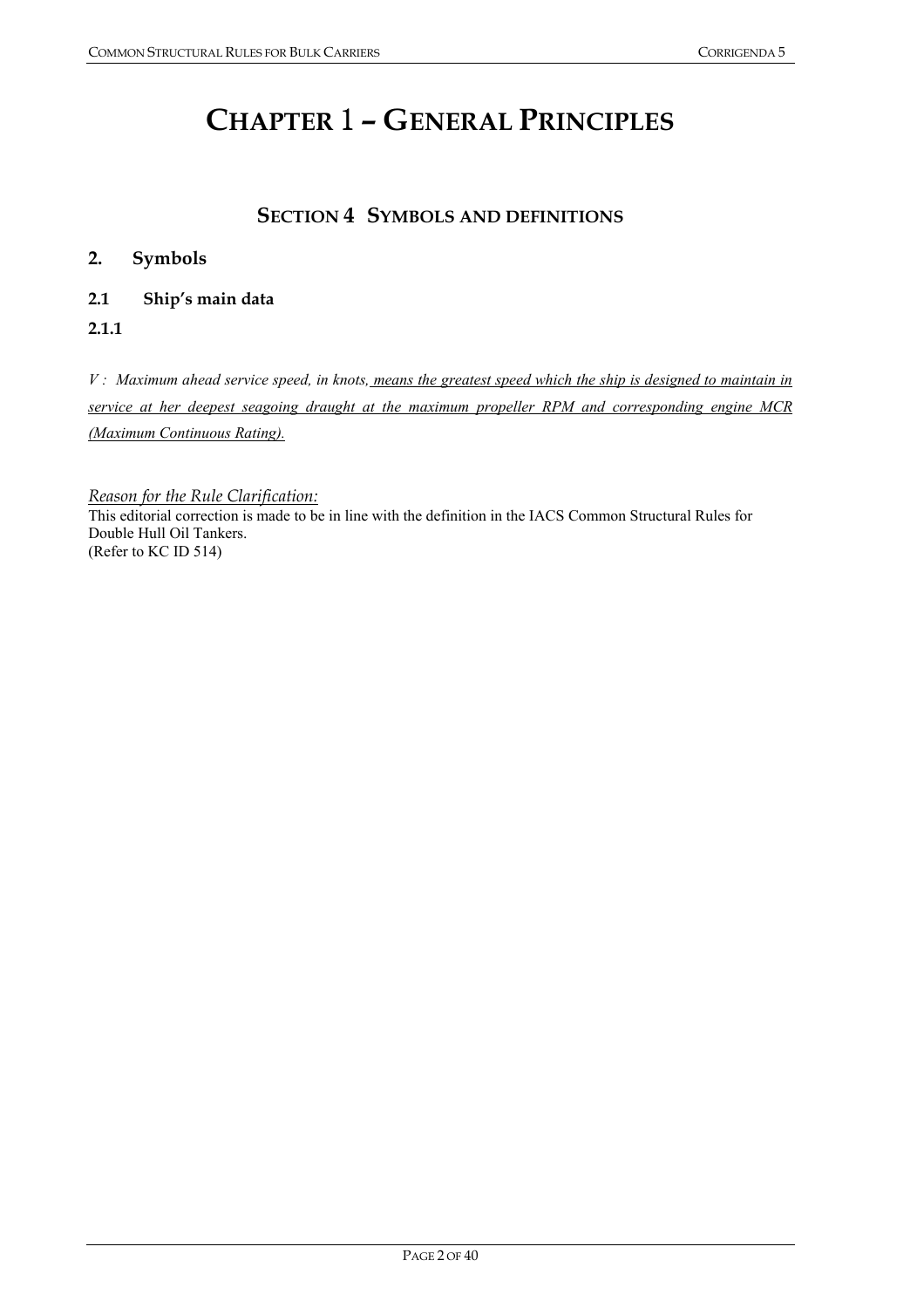# CHAPTER 1 – GENERAL PRINCIPLES

## SECTION 4 SYMBOLS AND DEFINITIONS

### 2. Symbols

#### 2.1 Ship's main data

**2.1.1**

*V : Maximum ahead service speed, in knots, means the greatest speed which the ship is designed to maintain in service at her deepest seagoing draught at the maximum propeller RPM and corresponding engine MCR (Maximum Continuous Rating).*

*Reason for the Rule Clarification:*

This editorial correction is made to be in line with the definition in the IACS Common Structural Rules for Double Hull Oil Tankers.
(Refer to KC ID 514)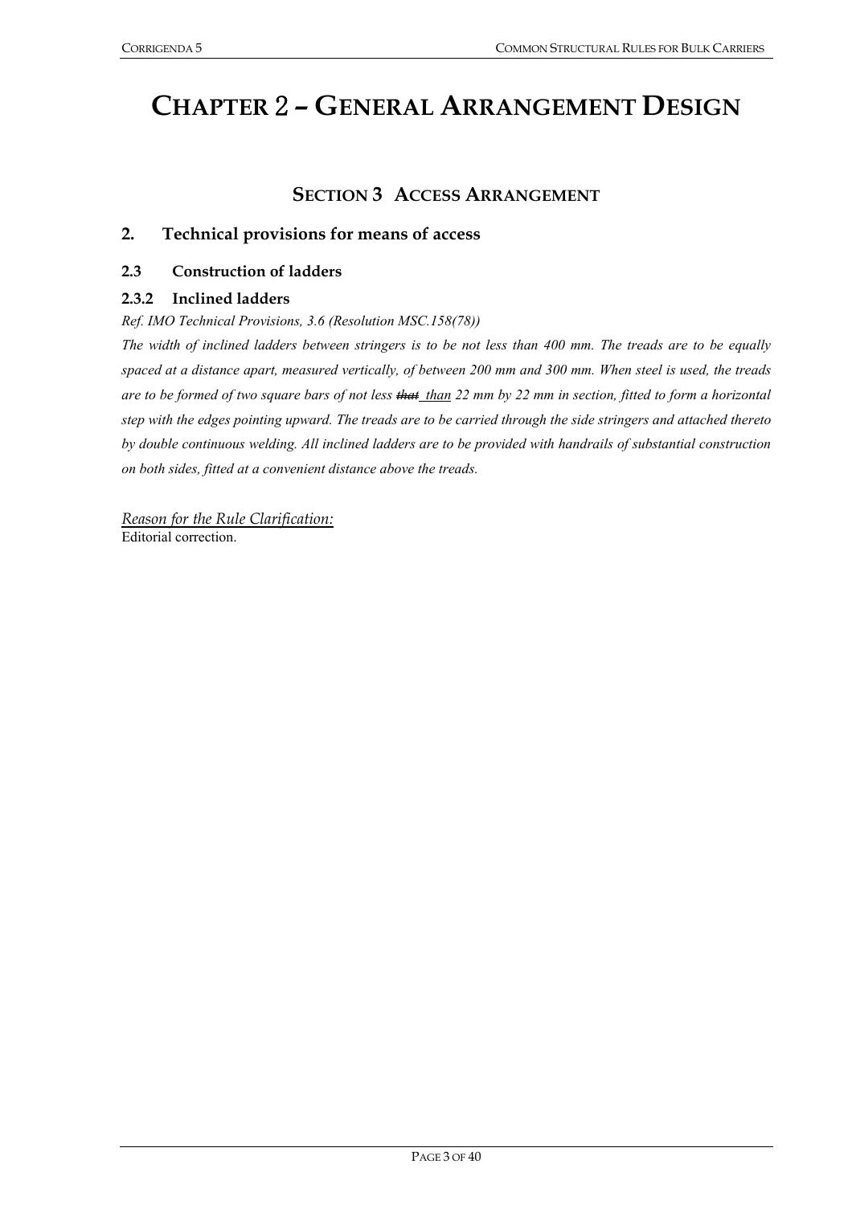# CHAPTER 2 – GENERAL ARRANGEMENT DESIGN

## SECTION 3 ACCESS ARRANGEMENT

### 2. Technical provisions for means of access

#### 2.3 Construction of ladders

#### 2.3.2 Inclined ladders

*Ref. IMO Technical Provisions, 3.6 (Resolution MSC.158(78))*

*The width of inclined ladders between stringers is to be not less than 400 mm. The treads are to be equally spaced at a distance apart, measured vertically, of between 200 mm and 300 mm. When steel is used, the treads are to be formed of two square bars of not less ~~that~~ <u>than</u> 22 mm by 22 mm in section, fitted to form a horizontal step with the edges pointing upward. The treads are to be carried through the side stringers and attached thereto by double continuous welding. All inclined ladders are to be provided with handrails of substantial construction on both sides, fitted at a convenient distance above the treads.*

<u>*Reason for the Rule Clarification:*</u>
Editorial correction.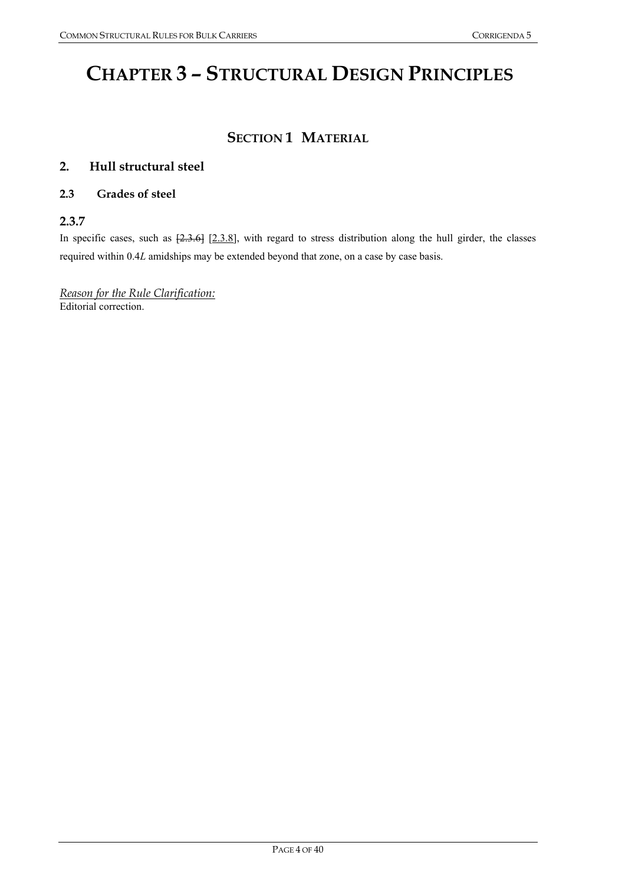# CHAPTER 3 – STRUCTURAL DESIGN PRINCIPLES

## SECTION 1 MATERIAL

### 2. Hull structural steel

#### 2.3 Grades of steel

#### 2.3.7

In specific cases, such as ~~[2.3.6]~~ [2.3.8], with regard to stress distribution along the hull girder, the classes required within 0.4*L* amidships may be extended beyond that zone, on a case by case basis.

*Reason for the Rule Clarification:*
Editorial correction.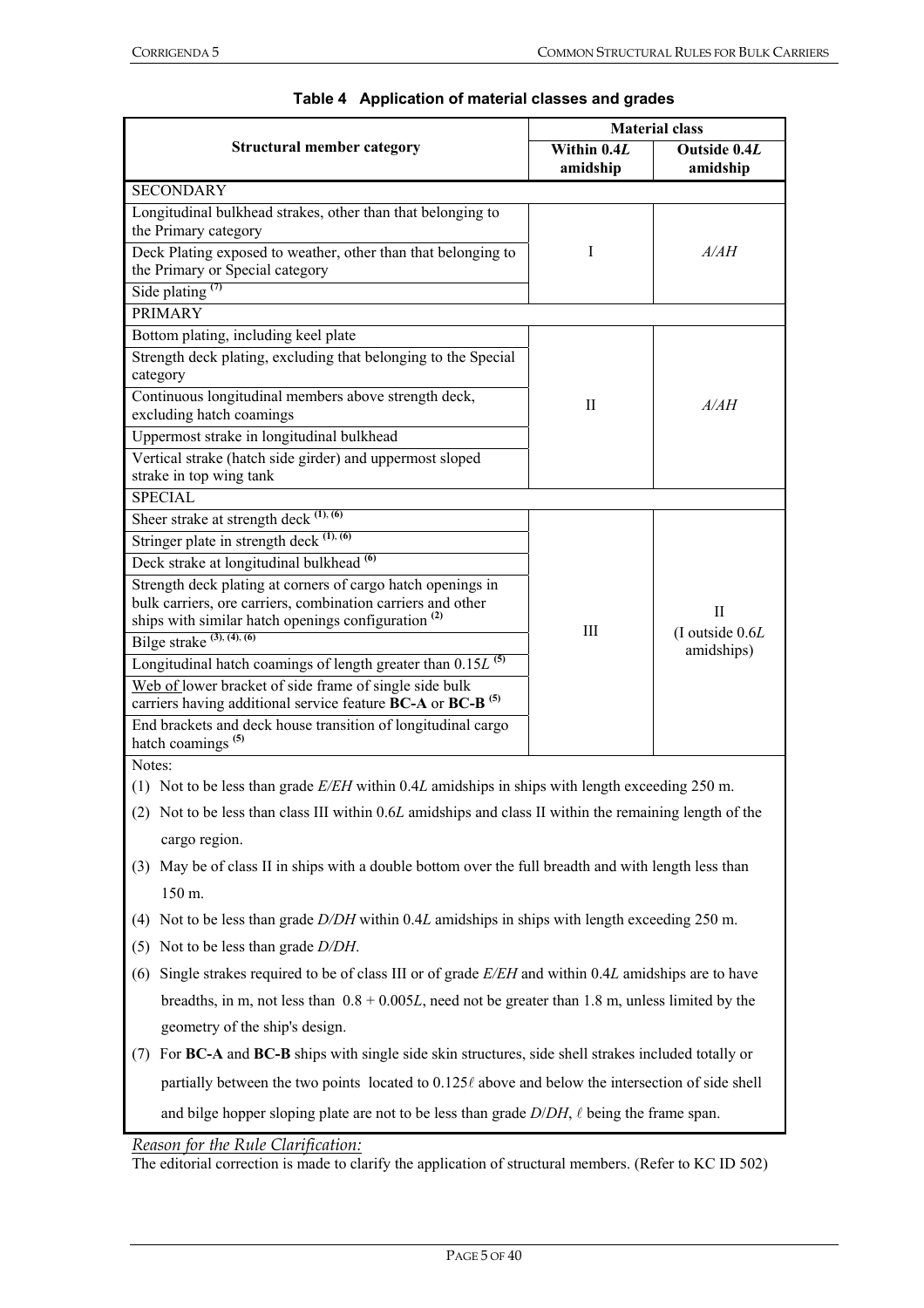**Table 4 Application of material classes and grades**

| Structural member category | Material class | |
|---|---|---|
| | Within 0.4*L* amidship | Outside 0.4*L* amidship |
| SECONDARY | | |
| Longitudinal bulkhead strakes, other than that belonging to the Primary category | I | *A/AH* |
| Deck Plating exposed to weather, other than that belonging to the Primary or Special category | | |
| Side plating (7) | | |
| PRIMARY | | |
| Bottom plating, including keel plate | II | *A/AH* |
| Strength deck plating, excluding that belonging to the Special category | | |
| Continuous longitudinal members above strength deck, excluding hatch coamings | | |
| Uppermost strake in longitudinal bulkhead | | |
| Vertical strake (hatch side girder) and uppermost sloped strake in top wing tank | | |
| SPECIAL | | |
| Sheer strake at strength deck (1), (6) | III | II (I outside 0.6*L* amidships) |
| Stringer plate in strength deck (1), (6) | | |
| Deck strake at longitudinal bulkhead (6) | | |
| Strength deck plating at corners of cargo hatch openings in bulk carriers, ore carriers, combination carriers and other ships with similar hatch openings configuration (2) | | |
| Bilge strake (3), (4), (6) | | |
| Longitudinal hatch coamings of length greater than 0.15*L* (5) | | |
| <u>Web of</u> lower bracket of side frame of single side bulk carriers having additional service feature **BC-A** or **BC-B** (5) | | |
| End brackets and deck house transition of longitudinal cargo hatch coamings (5) | | |

Notes:

(1) Not to be less than grade *E/EH* within 0.4*L* amidships in ships with length exceeding 250 m.

(2) Not to be less than class III within 0.6*L* amidships and class II within the remaining length of the cargo region.

(3) May be of class II in ships with a double bottom over the full breadth and with length less than 150 m.

(4) Not to be less than grade *D/DH* within 0.4*L* amidships in ships with length exceeding 250 m.

(5) Not to be less than grade *D/DH*.

(6) Single strakes required to be of class III or of grade *E/EH* and within 0.4*L* amidships are to have breadths, in m, not less than $0.8 + 0.005L$, need not be greater than 1.8 m, unless limited by the geometry of the ship's design.

(7) For **BC-A** and **BC-B** ships with single side skin structures, side shell strakes included totally or partially between the two points located to $0.125\ell$ above and below the intersection of side shell and bilge hopper sloping plate are not to be less than grade *D*/*DH*, $\ell$ being the frame span.

*<u>Reason for the Rule Clarification:</u>*

The editorial correction is made to clarify the application of structural members. (Refer to KC ID 502)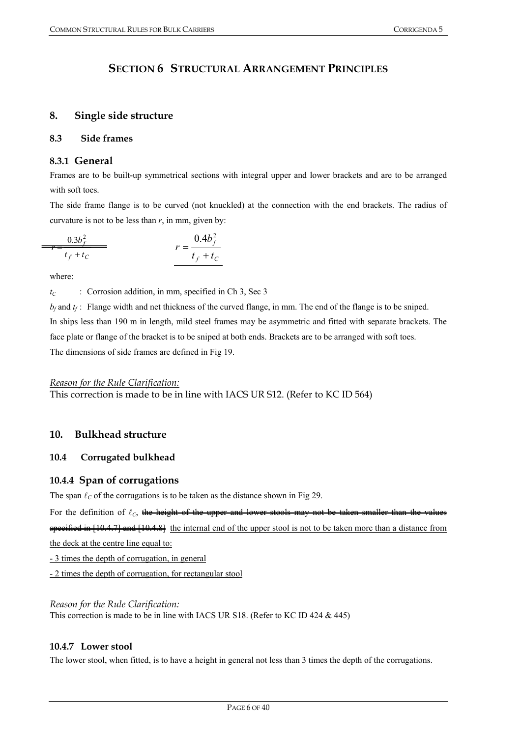# SECTION 6 STRUCTURAL ARRANGEMENT PRINCIPLES

## 8. Single side structure

### 8.3 Side frames

#### 8.3.1 General

Frames are to be built-up symmetrical sections with integral upper and lower brackets and are to be arranged with soft toes.

The side frame flange is to be curved (not knuckled) at the connection with the end brackets. The radius of curvature is not to be less than $r$, in mm, given by:

~~$r = \frac{0.3b_f^2}{t_f + t_C}$~~ $$r = \frac{0.4b_f^2}{t_f + t_C}$$

where:

$t_C$ : Corrosion addition, in mm, specified in Ch 3, Sec 3

$b_f$ and $t_f$ : Flange width and net thickness of the curved flange, in mm. The end of the flange is to be sniped.

In ships less than 190 m in length, mild steel frames may be asymmetric and fitted with separate brackets. The face plate or flange of the bracket is to be sniped at both ends. Brackets are to be arranged with soft toes.

The dimensions of side frames are defined in Fig 19.

*Reason for the Rule Clarification:*

This correction is made to be in line with IACS UR S12. (Refer to KC ID 564)

## 10. Bulkhead structure

### 10.4 Corrugated bulkhead

#### 10.4.4 Span of corrugations

The span $\ell_C$ of the corrugations is to be taken as the distance shown in Fig 29.

For the definition of $\ell_C$, ~~the height of the upper and lower stools may not be taken smaller than the values specified in [10.4.7] and [10.4.8]~~ the internal end of the upper stool is not to be taken more than a distance from the deck at the centre line equal to:

- 3 times the depth of corrugation, in general
- 2 times the depth of corrugation, for rectangular stool

*Reason for the Rule Clarification:*

This correction is made to be in line with IACS UR S18. (Refer to KC ID 424 & 445)

#### 10.4.7 Lower stool

The lower stool, when fitted, is to have a height in general not less than 3 times the depth of the corrugations.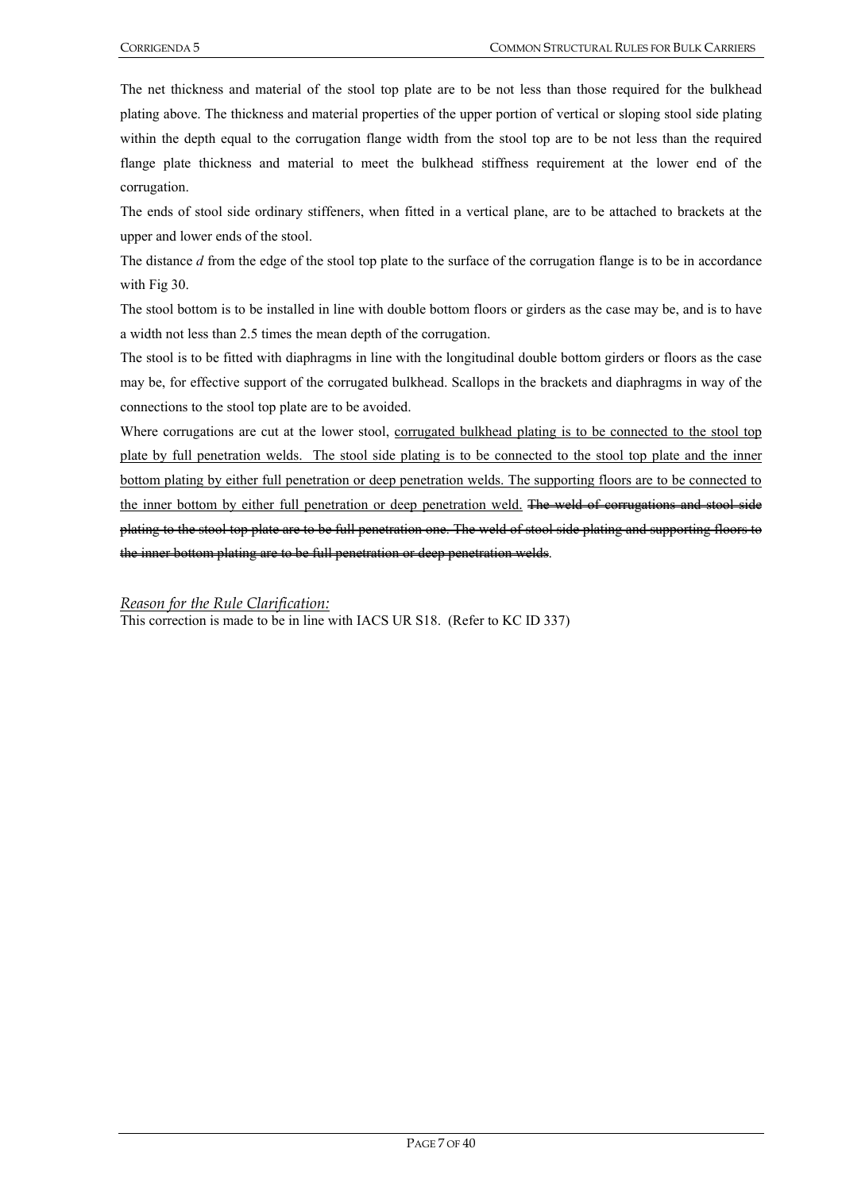The net thickness and material of the stool top plate are to be not less than those required for the bulkhead plating above. The thickness and material properties of the upper portion of vertical or sloping stool side plating within the depth equal to the corrugation flange width from the stool top are to be not less than the required flange plate thickness and material to meet the bulkhead stiffness requirement at the lower end of the corrugation.

The ends of stool side ordinary stiffeners, when fitted in a vertical plane, are to be attached to brackets at the upper and lower ends of the stool.

The distance *d* from the edge of the stool top plate to the surface of the corrugation flange is to be in accordance with Fig 30.

The stool bottom is to be installed in line with double bottom floors or girders as the case may be, and is to have a width not less than 2.5 times the mean depth of the corrugation.

The stool is to be fitted with diaphragms in line with the longitudinal double bottom girders or floors as the case may be, for effective support of the corrugated bulkhead. Scallops in the brackets and diaphragms in way of the connections to the stool top plate are to be avoided.

Where corrugations are cut at the lower stool, <u>corrugated bulkhead plating is to be connected to the stool top plate by full penetration welds. The stool side plating is to be connected to the stool top plate and the inner bottom plating by either full penetration or deep penetration welds. The supporting floors are to be connected to the inner bottom by either full penetration or deep penetration weld.</u> ~~The weld of corrugations and stool side plating to the stool top plate are to be full penetration one. The weld of stool side plating and supporting floors to the inner bottom plating are to be full penetration or deep penetration welds~~.

<u>*Reason for the Rule Clarification:*</u>

This correction is made to be in line with IACS UR S18. (Refer to KC ID 337)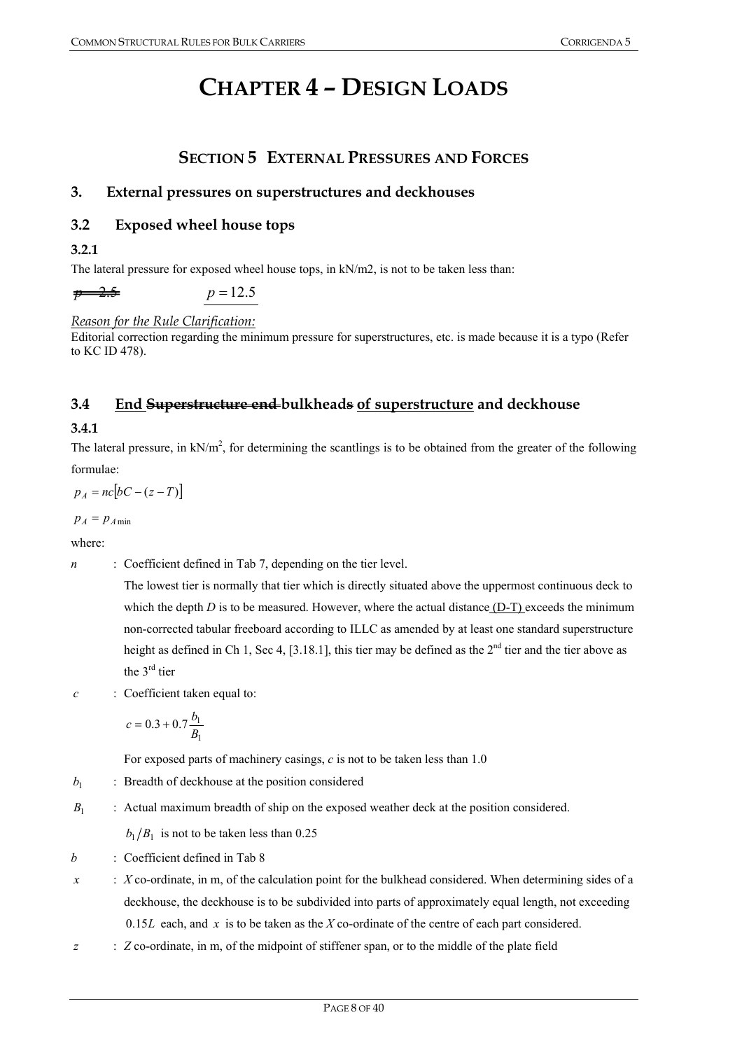# CHAPTER 4 – DESIGN LOADS

## SECTION 5 EXTERNAL PRESSURES AND FORCES

### 3. External pressures on superstructures and deckhouses

### 3.2 Exposed wheel house tops

#### 3.2.1

The lateral pressure for exposed wheel house tops, in kN/m2, is not to be taken less than:

~~$p = 2.5$~~ <u>$p = 12.5$</u>

*<u>Reason for the Rule Clarification:</u>*
Editorial correction regarding the minimum pressure for superstructures, etc. is made because it is a typo (Refer to KC ID 478).

### 3.4 <u>End</u> ~~Superstructure end~~ bulkhead~~s~~ <u>of superstructure</u> and deckhouse

#### 3.4.1

The lateral pressure, in kN/m$^2$, for determining the scantlings is to be obtained from the greater of the following formulae:

$$p_A = nc\left[bC - (z - T)\right]$$

$$p_A = p_{A\,min}$$

where:

$n$ : Coefficient defined in Tab 7, depending on the tier level.
The lowest tier is normally that tier which is directly situated above the uppermost continuous deck to which the depth $D$ is to be measured. However, where the actual distance <u>(D-T)</u> exceeds the minimum non-corrected tabular freeboard according to ILLC as amended by at least one standard superstructure height as defined in Ch 1, Sec 4, [3.18.1], this tier may be defined as the 2$^{nd}$ tier and the tier above as the 3$^{rd}$ tier

$c$ : Coefficient taken equal to:

$$c = 0.3 + 0.7\frac{b_1}{B_1}$$

For exposed parts of machinery casings, $c$ is not to be taken less than 1.0

$b_1$ : Breadth of deckhouse at the position considered

$B_1$ : Actual maximum breadth of ship on the exposed weather deck at the position considered.
$b_1/B_1$ is not to be taken less than 0.25

$b$ : Coefficient defined in Tab 8

$x$ : $X$ co-ordinate, in m, of the calculation point for the bulkhead considered. When determining sides of a deckhouse, the deckhouse is to be subdivided into parts of approximately equal length, not exceeding $0.15L$ each, and $x$ is to be taken as the $X$ co-ordinate of the centre of each part considered.

$z$ : $Z$ co-ordinate, in m, of the midpoint of stiffener span, or to the middle of the plate field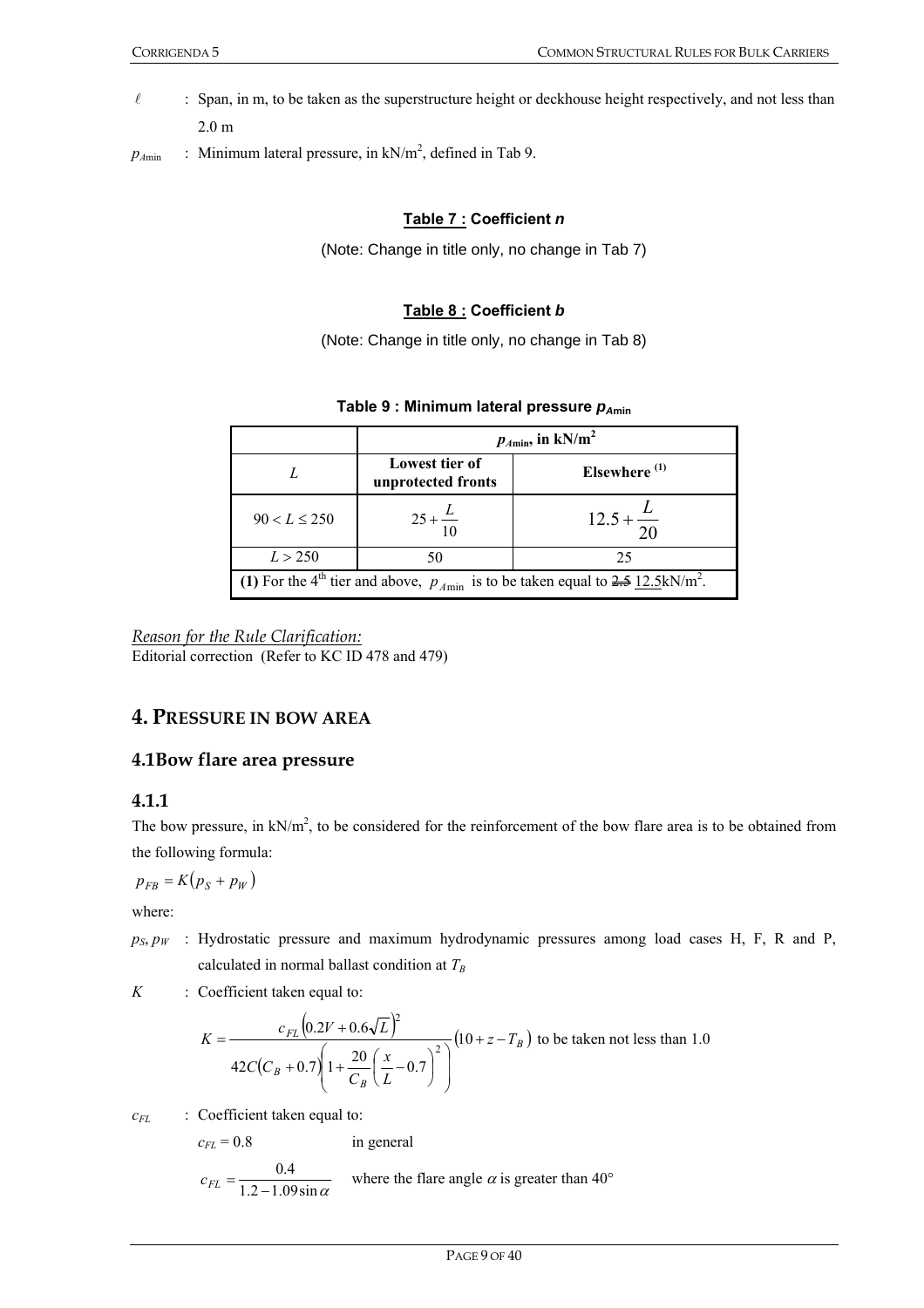$\ell$ : Span, in m, to be taken as the superstructure height or deckhouse height respectively, and not less than 2.0 m

$p_{A\min}$ : Minimum lateral pressure, in kN/m$^2$, defined in Tab 9.

**Table 7 : Coefficient *n***

(Note: Change in title only, no change in Tab 7)

**Table 8 : Coefficient *b***

(Note: Change in title only, no change in Tab 8)

**Table 9 : Minimum lateral pressure $p_{A\min}$**

| | $p_{A\min}$, in kN/m$^2$ | |
|---|---|---|
| $L$ | Lowest tier of unprotected fronts | Elsewhere (1) |
| $90 < L \le 250$ | $25 + \frac{L}{10}$ | $12.5 + \frac{L}{20}$ |
| $L > 250$ | 50 | 25 |
| **(1)** For the 4th tier and above, $p_{A\min}$ is to be taken equal to ~~2.5~~ 12.5kN/m$^2$. | | |

*Reason for the Rule Clarification:*
Editorial correction (Refer to KC ID 478 and 479)

## 4. Pressure in bow area

### 4.1 Bow flare area pressure

### 4.1.1

The bow pressure, in kN/m$^2$, to be considered for the reinforcement of the bow flare area is to be obtained from the following formula:

$$p_{FB} = K(p_S + p_W)$$

where:

$p_S$, $p_W$ : Hydrostatic pressure and maximum hydrodynamic pressures among load cases H, F, R and P, calculated in normal ballast condition at $T_B$

$K$ : Coefficient taken equal to:

$$K = \frac{c_{FL}\left(0.2V + 0.6\sqrt{L}\right)^2}{42C(C_B + 0.7)\left(1 + \frac{20}{C_B}\left(\frac{x}{L} - 0.7\right)^2\right)}(10 + z - T_B) \text{ to be taken not less than 1.0}$$

$c_{FL}$ : Coefficient taken equal to:

$c_{FL} = 0.8$ in general

$c_{FL} = \frac{0.4}{1.2 - 1.09\sin\alpha}$ where the flare angle $\alpha$ is greater than 40°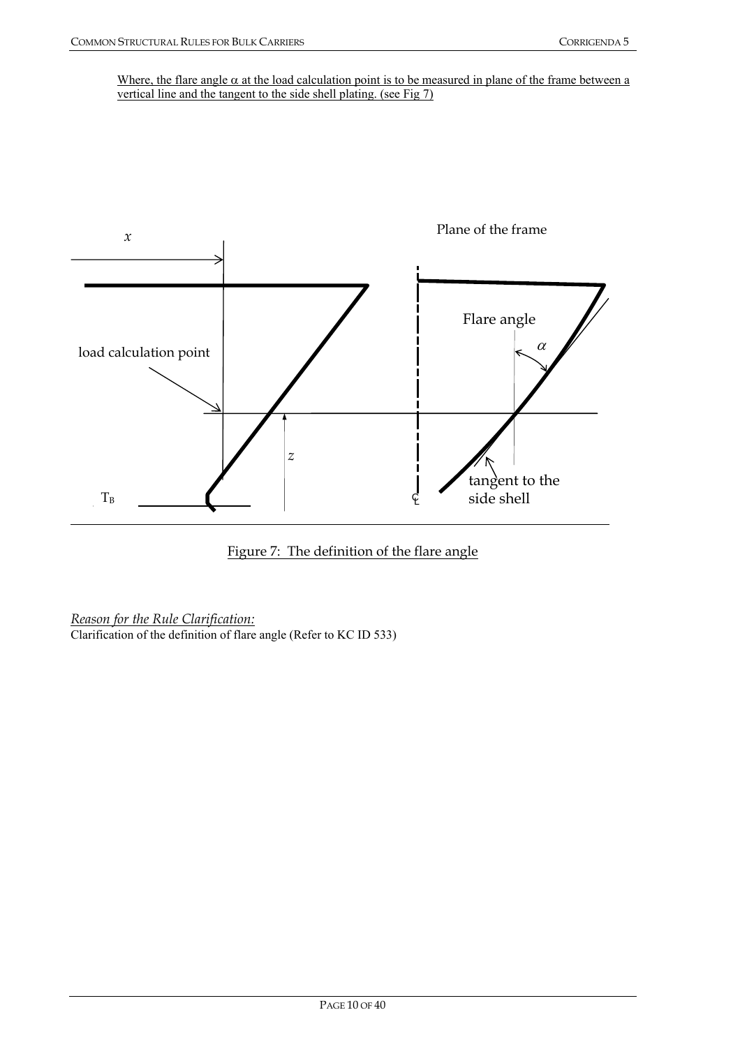Where, the flare angle $\alpha$ at the load calculation point is to be measured in plane of the frame between a vertical line and the tangent to the side shell plating. (see Fig 7)

Figure 7: The definition of the flare angle

*Reason for the Rule Clarification:*

Clarification of the definition of flare angle (Refer to KC ID 533)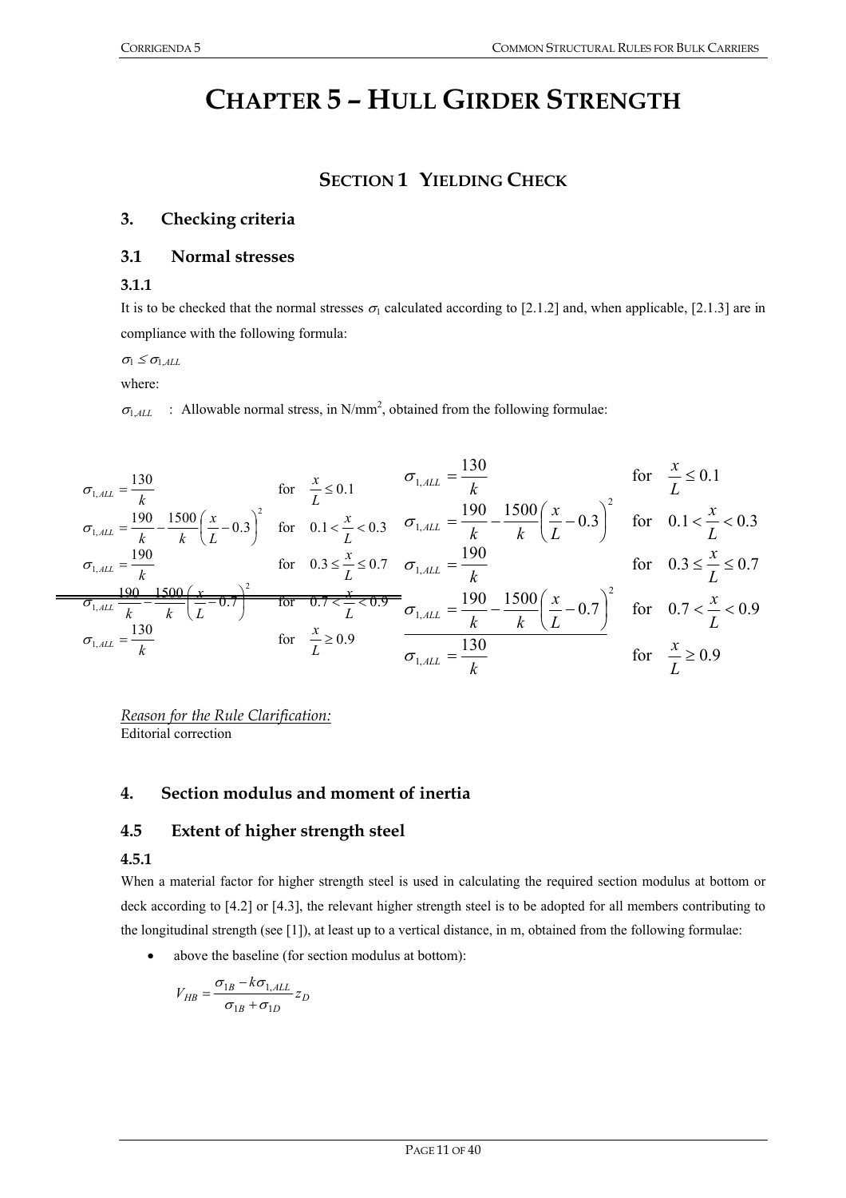# CHAPTER 5 – HULL GIRDER STRENGTH

## SECTION 1 YIELDING CHECK

### 3. Checking criteria

### 3.1 Normal stresses

#### 3.1.1

It is to be checked that the normal stresses $\sigma_1$ calculated according to [2.1.2] and, when applicable, [2.1.3] are in compliance with the following formula:

$\sigma_1 \le \sigma_{1,ALL}$

where:

$\sigma_{1,ALL}$ : Allowable normal stress, in N/mm$^2$, obtained from the following formulae:

Deleted text:

$$\sigma_{1,ALL} = \frac{130}{k} \quad \text{for} \quad \frac{x}{L} \le 0.1$$

$$\sigma_{1,ALL} = \frac{190}{k} - \frac{1500}{k}\left(\frac{x}{L} - 0.3\right)^2 \quad \text{for} \quad 0.1 < \frac{x}{L} < 0.3$$

$$\sigma_{1,ALL} = \frac{190}{k} \quad \text{for} \quad 0.3 \le \frac{x}{L} \le 0.7$$

$$\sigma_{1,ALL} = \frac{190}{k} - \frac{1500}{k}\left(\frac{x}{L} - 0.7\right)^2 \quad \text{for} \quad 0.7 < \frac{x}{L} < 0.9$$

$$\sigma_{1,ALL} = \frac{130}{k} \quad \text{for} \quad \frac{x}{L} \ge 0.9$$

New text:

$$\sigma_{1,ALL} = \frac{130}{k} \quad \text{for} \quad \frac{x}{L} \le 0.1$$

$$\sigma_{1,ALL} = \frac{190}{k} - \frac{1500}{k}\left(\frac{x}{L} - 0.3\right)^2 \quad \text{for} \quad 0.1 < \frac{x}{L} < 0.3$$

$$\sigma_{1,ALL} = \frac{190}{k} \quad \text{for} \quad 0.3 \le \frac{x}{L} \le 0.7$$

$$\sigma_{1,ALL} = \frac{190}{k} - \frac{1500}{k}\left(\frac{x}{L} - 0.7\right)^2 \quad \text{for} \quad 0.7 < \frac{x}{L} < 0.9$$

$$\sigma_{1,ALL} = \frac{130}{k} \quad \text{for} \quad \frac{x}{L} \ge 0.9$$

*Reason for the Rule Clarification:*
Editorial correction

### 4. Section modulus and moment of inertia

### 4.5 Extent of higher strength steel

#### 4.5.1

When a material factor for higher strength steel is used in calculating the required section modulus at bottom or deck according to [4.2] or [4.3], the relevant higher strength steel is to be adopted for all members contributing to the longitudinal strength (see [1]), at least up to a vertical distance, in m, obtained from the following formulae:

- above the baseline (for section modulus at bottom):

$$V_{HB} = \frac{\sigma_{1B} - k\sigma_{1,ALL}}{\sigma_{1B} + \sigma_{1D}} z_D$$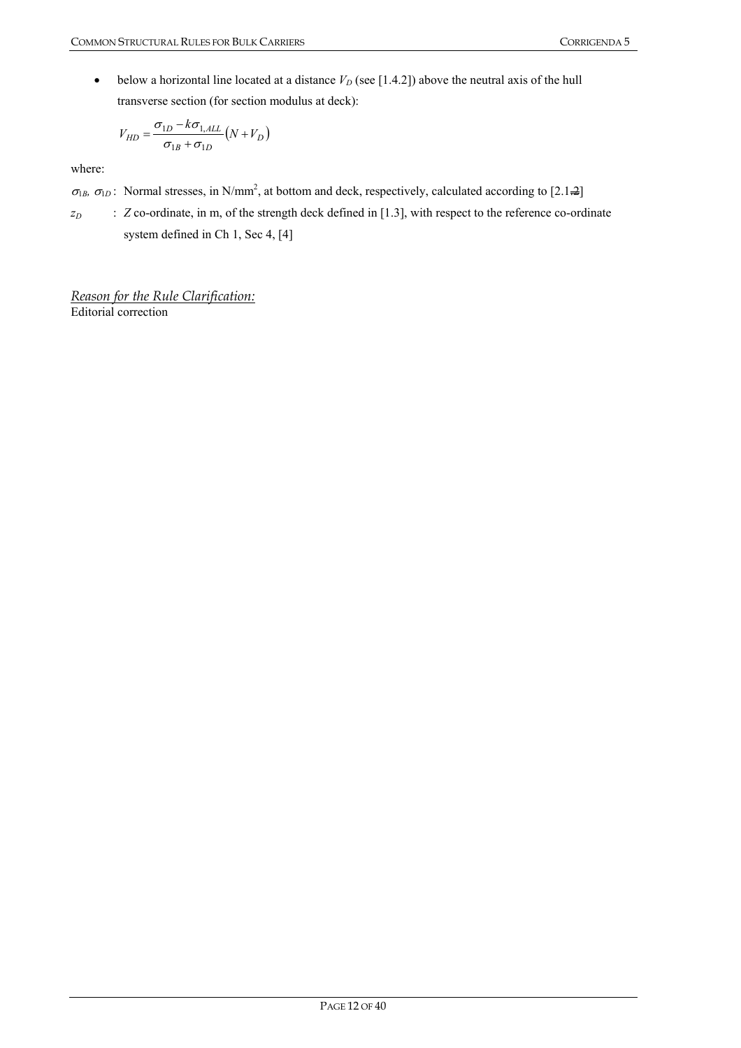- below a horizontal line located at a distance $V_D$ (see [1.4.2]) above the neutral axis of the hull transverse section (for section modulus at deck):

$$V_{HD} = \frac{\sigma_{1D} - k\sigma_{1,ALL}}{\sigma_{1B} + \sigma_{1D}} \left( N + V_D \right)$$

where:

$\sigma_{1B}$, $\sigma_{1D}$ : Normal stresses, in N/mm$^2$, at bottom and deck, respectively, calculated according to [2.1~~2~~]

$z_D$ : $Z$ co-ordinate, in m, of the strength deck defined in [1.3], with respect to the reference co-ordinate system defined in Ch 1, Sec 4, [4]

*Reason for the Rule Clarification:*

Editorial correction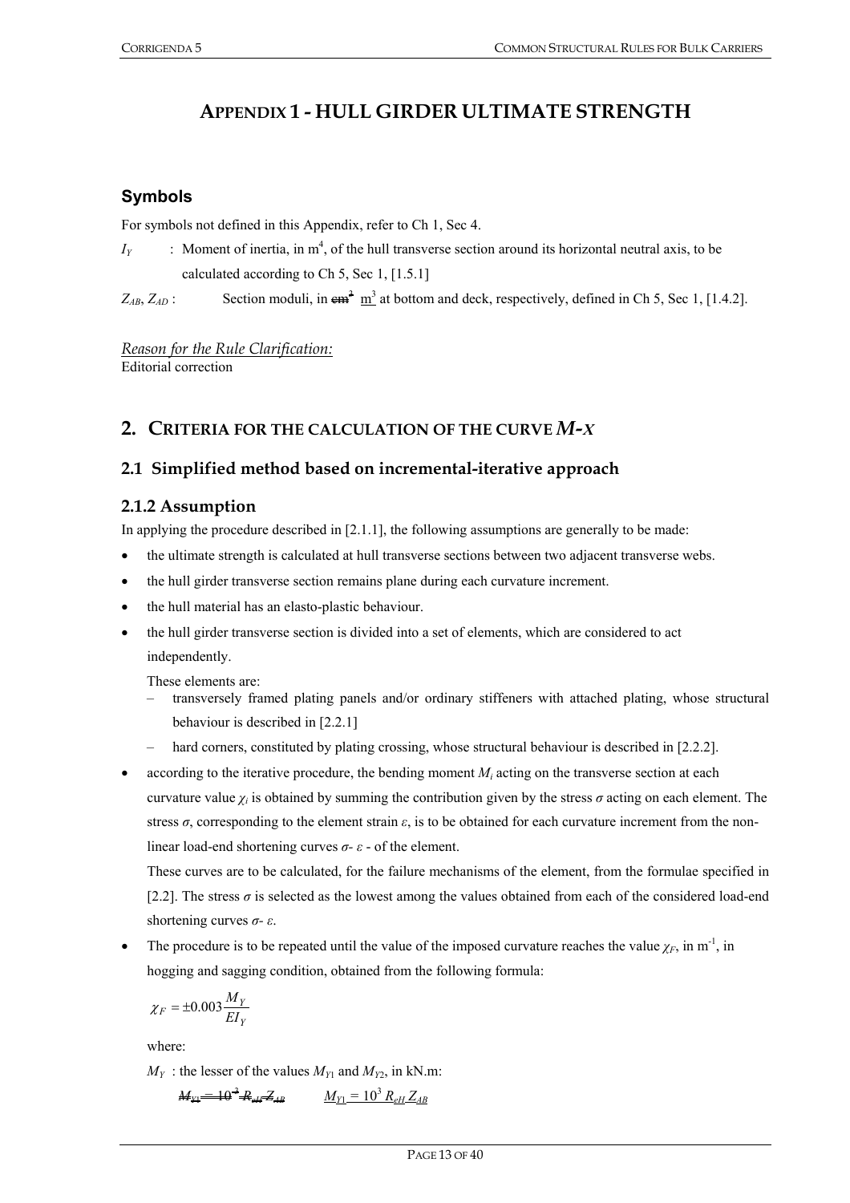# APPENDIX 1 - HULL GIRDER ULTIMATE STRENGTH

## Symbols

For symbols not defined in this Appendix, refer to Ch 1, Sec 4.

$I_Y$ : Moment of inertia, in $m^4$, of the hull transverse section around its horizontal neutral axis, to be calculated according to Ch 5, Sec 1, [1.5.1]

$Z_{AB}$, $Z_{AD}$ : Section moduli, in ~~$cm^3$~~ $m^3$ at bottom and deck, respectively, defined in Ch 5, Sec 1, [1.4.2].

*Reason for the Rule Clarification:*
Editorial correction

## 2. CRITERIA FOR THE CALCULATION OF THE CURVE *M-χ*

### 2.1 Simplified method based on incremental-iterative approach

### 2.1.2 Assumption

In applying the procedure described in [2.1.1], the following assumptions are generally to be made:

- the ultimate strength is calculated at hull transverse sections between two adjacent transverse webs.
- the hull girder transverse section remains plane during each curvature increment.
- the hull material has an elasto-plastic behaviour.
- the hull girder transverse section is divided into a set of elements, which are considered to act independently.

  These elements are:
  - transversely framed plating panels and/or ordinary stiffeners with attached plating, whose structural behaviour is described in [2.2.1]
  - hard corners, constituted by plating crossing, whose structural behaviour is described in [2.2.2].
- according to the iterative procedure, the bending moment $M_i$ acting on the transverse section at each curvature value $\chi_i$ is obtained by summing the contribution given by the stress $\sigma$ acting on each element. The stress $\sigma$, corresponding to the element strain $\varepsilon$, is to be obtained for each curvature increment from the non-linear load-end shortening curves $\sigma$- $\varepsilon$ - of the element.

  These curves are to be calculated, for the failure mechanisms of the element, from the formulae specified in [2.2]. The stress $\sigma$ is selected as the lowest among the values obtained from each of the considered load-end shortening curves $\sigma$- $\varepsilon$.
- The procedure is to be repeated until the value of the imposed curvature reaches the value $\chi_F$, in $m^{-1}$, in hogging and sagging condition, obtained from the following formula:

  $$\chi_F = \pm 0.003 \frac{M_Y}{EI_Y}$$

  where:

  $M_Y$ : the lesser of the values $M_{Y1}$ and $M_{Y2}$, in kN.m:

  ~~$M_{Y1} = 10^{-3} R_{eH} Z_{AB}$~~ $M_{Y1} = 10^3 R_{eH} Z_{AB}$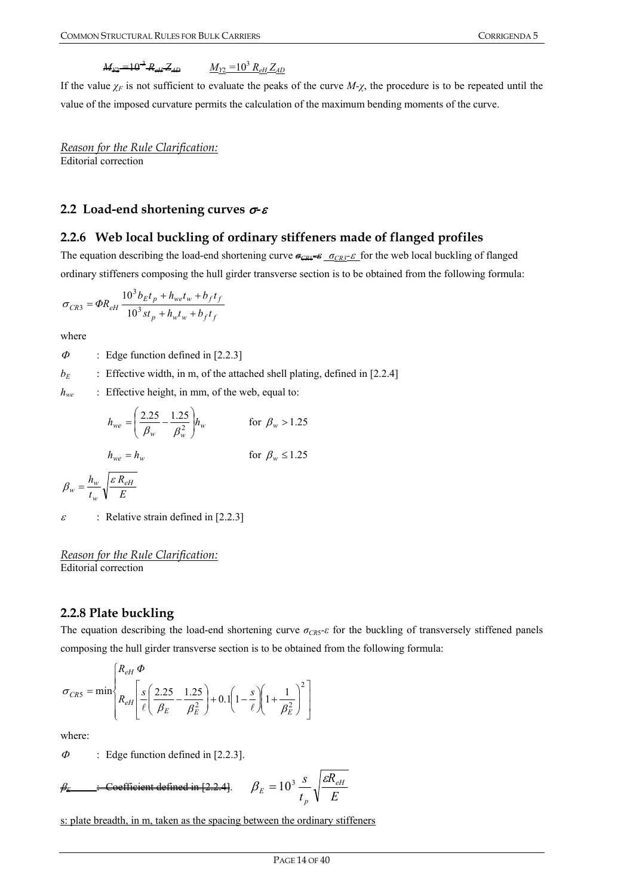~~$M_{Y2} = 10^{-3} R_{eH} Z_{AD}$~~ $M_{Y2} = 10^{3} R_{eH} Z_{AD}$

If the value $\chi_F$ is not sufficient to evaluate the peaks of the curve $M$-$\chi$, the procedure is to be repeated until the value of the imposed curvature permits the calculation of the maximum bending moments of the curve.

*Reason for the Rule Clarification:*
Editorial correction

## 2.2 Load-end shortening curves $\sigma$-$\varepsilon$

### 2.2.6 Web local buckling of ordinary stiffeners made of flanged profiles

The equation describing the load-end shortening curve ~~$\sigma_{CR1}$-$\varepsilon$~~ $\sigma_{CR3}$-$\varepsilon$ for the web local buckling of flanged ordinary stiffeners composing the hull girder transverse section is to be obtained from the following formula:

$$\sigma_{CR3} = \Phi R_{eH} \frac{10^3 b_E t_p + h_{we} t_w + b_f t_f}{10^3 s t_p + h_w t_w + b_f t_f}$$

where

$\Phi$ : Edge function defined in [2.2.3]

$b_E$ : Effective width, in m, of the attached shell plating, defined in [2.2.4]

$h_{we}$ : Effective height, in mm, of the web, equal to:

$$h_{we} = \left( \frac{2.25}{\beta_w} - \frac{1.25}{\beta_w^2} \right) h_w \qquad \text{for } \beta_w > 1.25$$

$$h_{we} = h_w \qquad \text{for } \beta_w \le 1.25$$

$$\beta_w = \frac{h_w}{t_w} \sqrt{\frac{\varepsilon R_{eH}}{E}}$$

$\varepsilon$ : Relative strain defined in [2.2.3]

*Reason for the Rule Clarification:*
Editorial correction

### 2.2.8 Plate buckling

The equation describing the load-end shortening curve $\sigma_{CR5}$-$\varepsilon$ for the buckling of transversely stiffened panels composing the hull girder transverse section is to be obtained from the following formula:

$$\sigma_{CR5} = \min \begin{cases} R_{eH} \Phi \\ R_{eH} \left[ \frac{s}{\ell} \left( \frac{2.25}{\beta_E} - \frac{1.25}{\beta_E^2} \right) + 0.1 \left( 1 - \frac{s}{\ell} \right) \left( 1 + \frac{1}{\beta_E^2} \right)^2 \right] \end{cases}$$

where:

$\Phi$ : Edge function defined in [2.2.3].

~~$\beta_E$ : Coefficient defined in [2.2.4].~~ $\beta_E = 10^3 \frac{s}{t_p} \sqrt{\frac{\varepsilon R_{eH}}{E}}$

s: plate breadth, in m, taken as the spacing between the ordinary stiffeners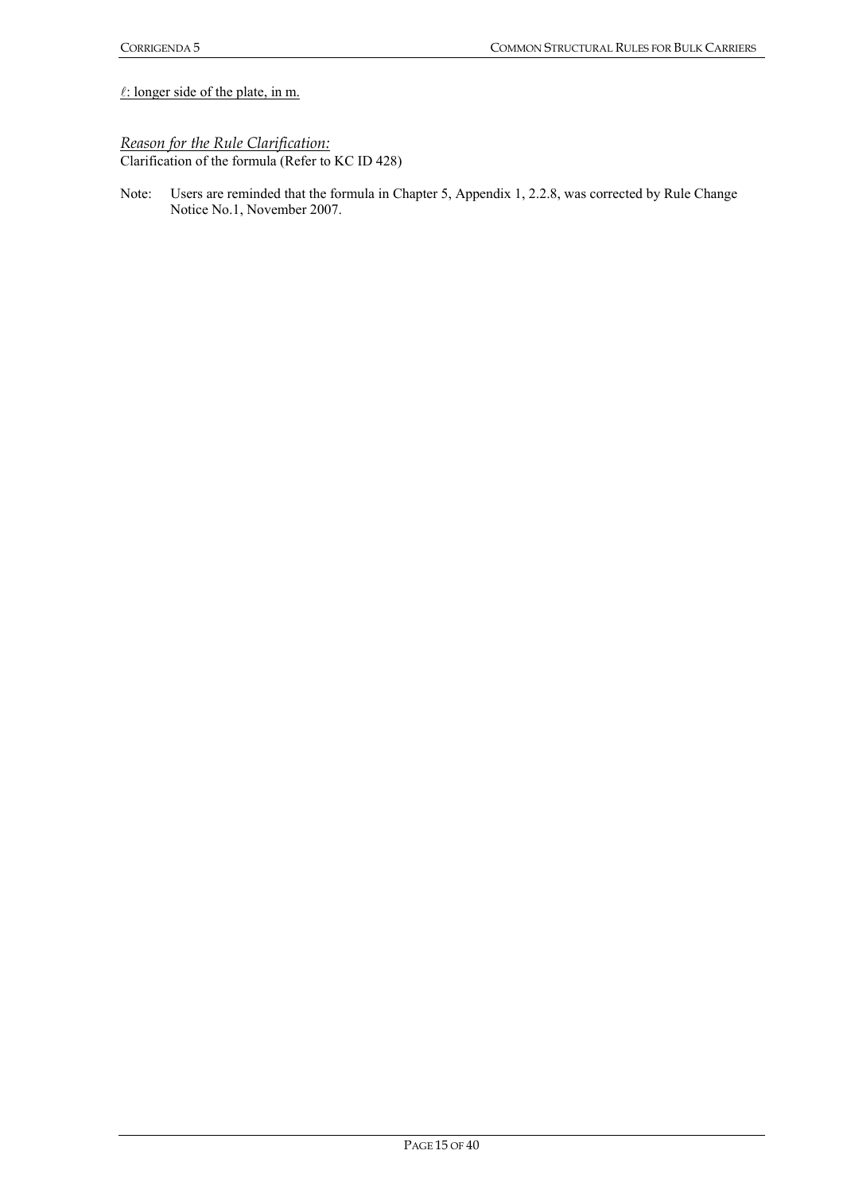$\ell$: longer side of the plate, in m.

*Reason for the Rule Clarification:*
Clarification of the formula (Refer to KC ID 428)

Note: Users are reminded that the formula in Chapter 5, Appendix 1, 2.2.8, was corrected by Rule Change Notice No.1, November 2007.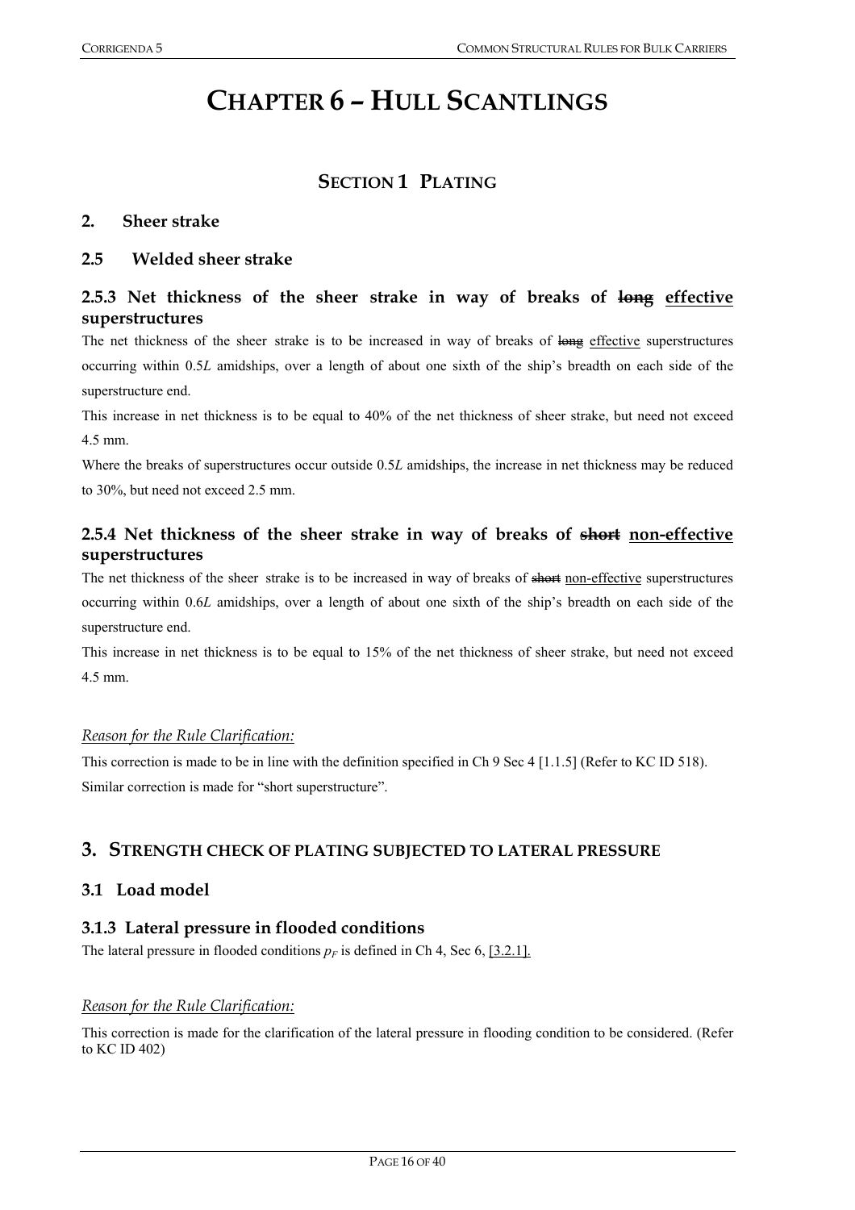# CHAPTER 6 – HULL SCANTLINGS

## SECTION 1 PLATING

### 2. Sheer strake

### 2.5 Welded sheer strake

#### 2.5.3 Net thickness of the sheer strake in way of breaks of ~~long~~ effective superstructures

The net thickness of the sheer strake is to be increased in way of breaks of ~~long~~ effective superstructures occurring within 0.5$L$ amidships, over a length of about one sixth of the ship's breadth on each side of the superstructure end.

This increase in net thickness is to be equal to 40% of the net thickness of sheer strake, but need not exceed 4.5 mm.

Where the breaks of superstructures occur outside 0.5$L$ amidships, the increase in net thickness may be reduced to 30%, but need not exceed 2.5 mm.

#### 2.5.4 Net thickness of the sheer strake in way of breaks of ~~short~~ non-effective superstructures

The net thickness of the sheer strake is to be increased in way of breaks of ~~short~~ non-effective superstructures occurring within 0.6$L$ amidships, over a length of about one sixth of the ship's breadth on each side of the superstructure end.

This increase in net thickness is to be equal to 15% of the net thickness of sheer strake, but need not exceed 4.5 mm.

*Reason for the Rule Clarification:*

This correction is made to be in line with the definition specified in Ch 9 Sec 4 [1.1.5] (Refer to KC ID 518). Similar correction is made for "short superstructure".

### 3. STRENGTH CHECK OF PLATING SUBJECTED TO LATERAL PRESSURE

### 3.1 Load model

#### 3.1.3 Lateral pressure in flooded conditions

The lateral pressure in flooded conditions $p_F$ is defined in Ch 4, Sec 6, [3.2.1].

*Reason for the Rule Clarification:*

This correction is made for the clarification of the lateral pressure in flooding condition to be considered. (Refer to KC ID 402)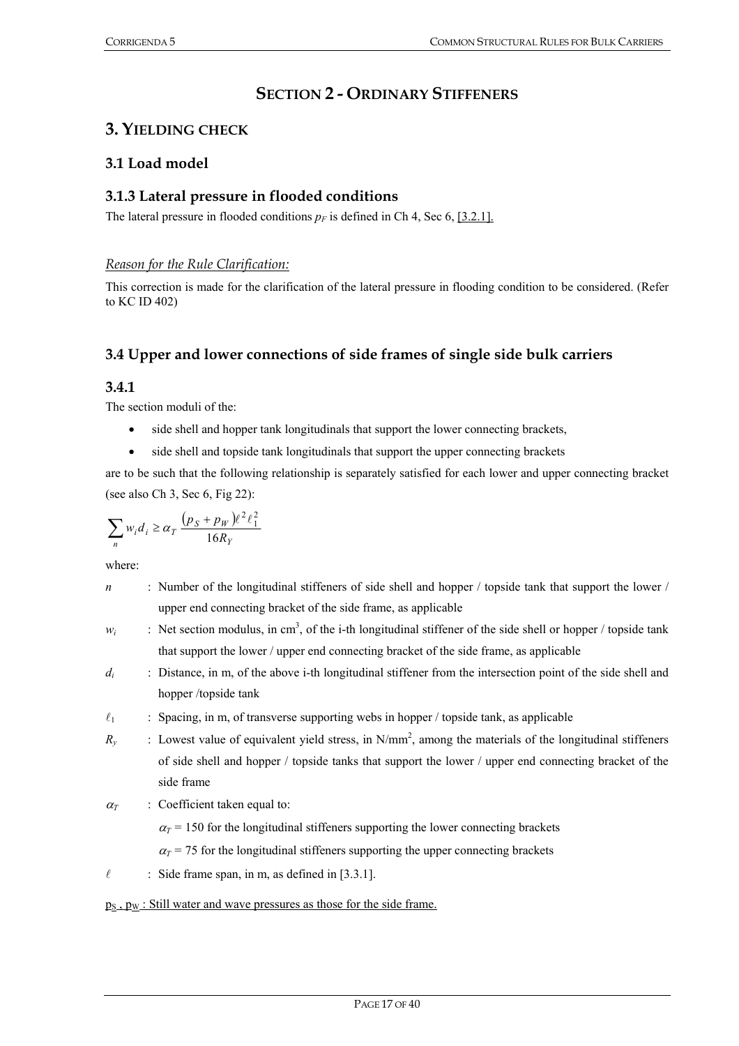# SECTION 2 - ORDINARY STIFFENERS

## 3. YIELDING CHECK

### 3.1 Load model

### 3.1.3 Lateral pressure in flooded conditions

The lateral pressure in flooded conditions $p_F$ is defined in Ch 4, Sec 6, [3.2.1].

*Reason for the Rule Clarification:*

This correction is made for the clarification of the lateral pressure in flooding condition to be considered. (Refer to KC ID 402)

### 3.4 Upper and lower connections of side frames of single side bulk carriers

### 3.4.1

The section moduli of the:

- side shell and hopper tank longitudinals that support the lower connecting brackets,
- side shell and topside tank longitudinals that support the upper connecting brackets

are to be such that the following relationship is separately satisfied for each lower and upper connecting bracket (see also Ch 3, Sec 6, Fig 22):

$$\sum_n w_i d_i \geq \alpha_T \frac{(p_S + p_W)\ell^2 \ell_1^2}{16 R_Y}$$

where:

- $n$ : Number of the longitudinal stiffeners of side shell and hopper / topside tank that support the lower / upper end connecting bracket of the side frame, as applicable
- $w_i$ : Net section modulus, in cm$^3$, of the i-th longitudinal stiffener of the side shell or hopper / topside tank that support the lower / upper end connecting bracket of the side frame, as applicable
- $d_i$ : Distance, in m, of the above i-th longitudinal stiffener from the intersection point of the side shell and hopper /topside tank
- $\ell_1$ : Spacing, in m, of transverse supporting webs in hopper / topside tank, as applicable
- $R_y$ : Lowest value of equivalent yield stress, in N/mm$^2$, among the materials of the longitudinal stiffeners of side shell and hopper / topside tanks that support the lower / upper end connecting bracket of the side frame
- $\alpha_T$ : Coefficient taken equal to:

  $\alpha_T$ = 150 for the longitudinal stiffeners supporting the lower connecting brackets

  $\alpha_T$ = 75 for the longitudinal stiffeners supporting the upper connecting brackets
- $\ell$ : Side frame span, in m, as defined in [3.3.1].

$p_S$, $p_W$ : Still water and wave pressures as those for the side frame.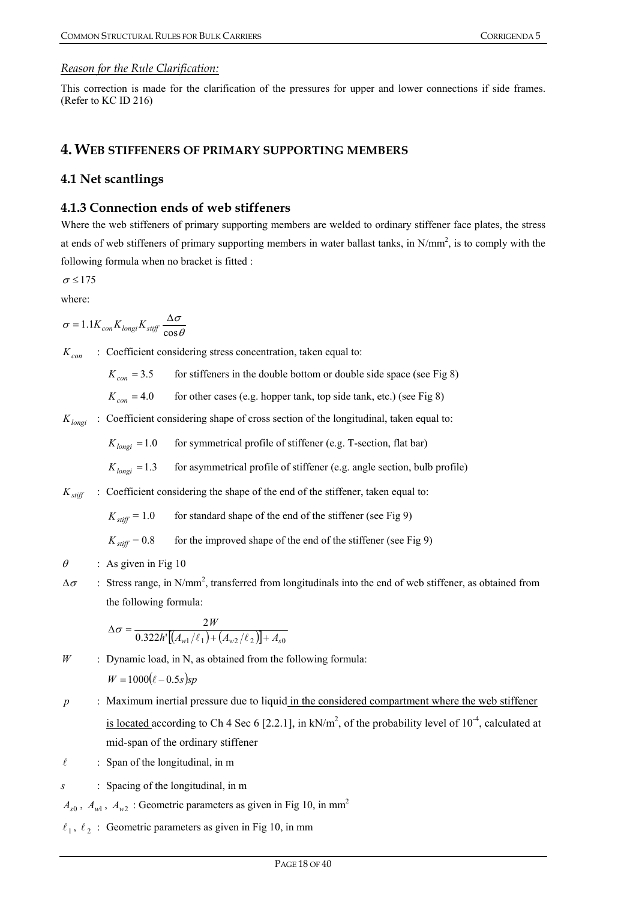*Reason for the Rule Clarification:*

This correction is made for the clarification of the pressures for upper and lower connections if side frames. (Refer to KC ID 216)

## 4. WEB STIFFENERS OF PRIMARY SUPPORTING MEMBERS

### 4.1 Net scantlings

### 4.1.3 Connection ends of web stiffeners

Where the web stiffeners of primary supporting members are welded to ordinary stiffener face plates, the stress at ends of web stiffeners of primary supporting members in water ballast tanks, in N/mm$^2$, is to comply with the following formula when no bracket is fitted :

$$\sigma \le 175$$

where:

$$\sigma = 1.1 K_{con} K_{longi} K_{stiff} \frac{\Delta\sigma}{\cos\theta}$$

$K_{con}$ : Coefficient considering stress concentration, taken equal to:

- $K_{con} = 3.5$ for stiffeners in the double bottom or double side space (see Fig 8)
- $K_{con} = 4.0$ for other cases (e.g. hopper tank, top side tank, etc.) (see Fig 8)

$K_{longi}$ : Coefficient considering shape of cross section of the longitudinal, taken equal to:

- $K_{longi} = 1.0$ for symmetrical profile of stiffener (e.g. T-section, flat bar)
- $K_{longi} = 1.3$ for asymmetrical profile of stiffener (e.g. angle section, bulb profile)

$K_{stiff}$ : Coefficient considering the shape of the end of the stiffener, taken equal to:

- $K_{stiff} = 1.0$ for standard shape of the end of the stiffener (see Fig 9)
- $K_{stiff} = 0.8$ for the improved shape of the end of the stiffener (see Fig 9)

$\theta$ : As given in Fig 10

$\Delta\sigma$ : Stress range, in N/mm$^2$, transferred from longitudinals into the end of web stiffener, as obtained from the following formula:

$$\Delta\sigma = \frac{2W}{0.322h'\left[\left(A_{w1}/\ell_1\right) + \left(A_{w2}/\ell_2\right)\right] + A_{s0}}$$

$W$ : Dynamic load, in N, as obtained from the following formula:

$$W = 1000(\ell - 0.5s)sp$$

$p$ : Maximum inertial pressure due to liquid in the considered compartment where the web stiffener is located according to Ch 4 Sec 6 [2.2.1], in kN/m$^2$, of the probability level of $10^{-4}$, calculated at mid-span of the ordinary stiffener

$\ell$ : Span of the longitudinal, in m

$s$ : Spacing of the longitudinal, in m

$A_{s0}$, $A_{w1}$, $A_{w2}$ : Geometric parameters as given in Fig 10, in mm$^2$

$\ell_1$, $\ell_2$ : Geometric parameters as given in Fig 10, in mm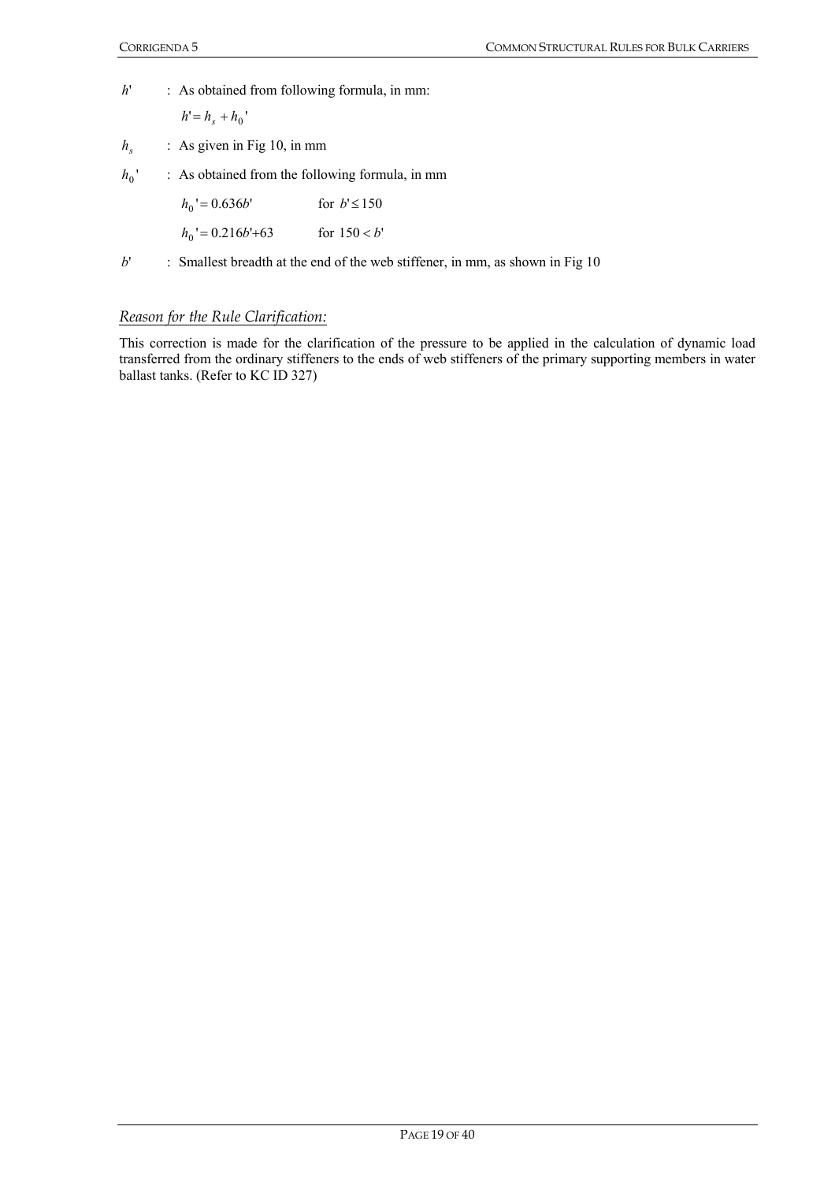$h'$ : As obtained from following formula, in mm:

$$h' = h_s + h_0'$$

$h_s$ : As given in Fig 10, in mm

$h_0'$ : As obtained from the following formula, in mm

$$h_0' = 0.636b' \qquad \text{for } b' \le 150$$

$$h_0' = 0.216b' + 63 \qquad \text{for } 150 < b'$$

$b'$ : Smallest breadth at the end of the web stiffener, in mm, as shown in Fig 10

*Reason for the Rule Clarification:*

This correction is made for the clarification of the pressure to be applied in the calculation of dynamic load transferred from the ordinary stiffeners to the ends of web stiffeners of the primary supporting members in water ballast tanks. (Refer to KC ID 327)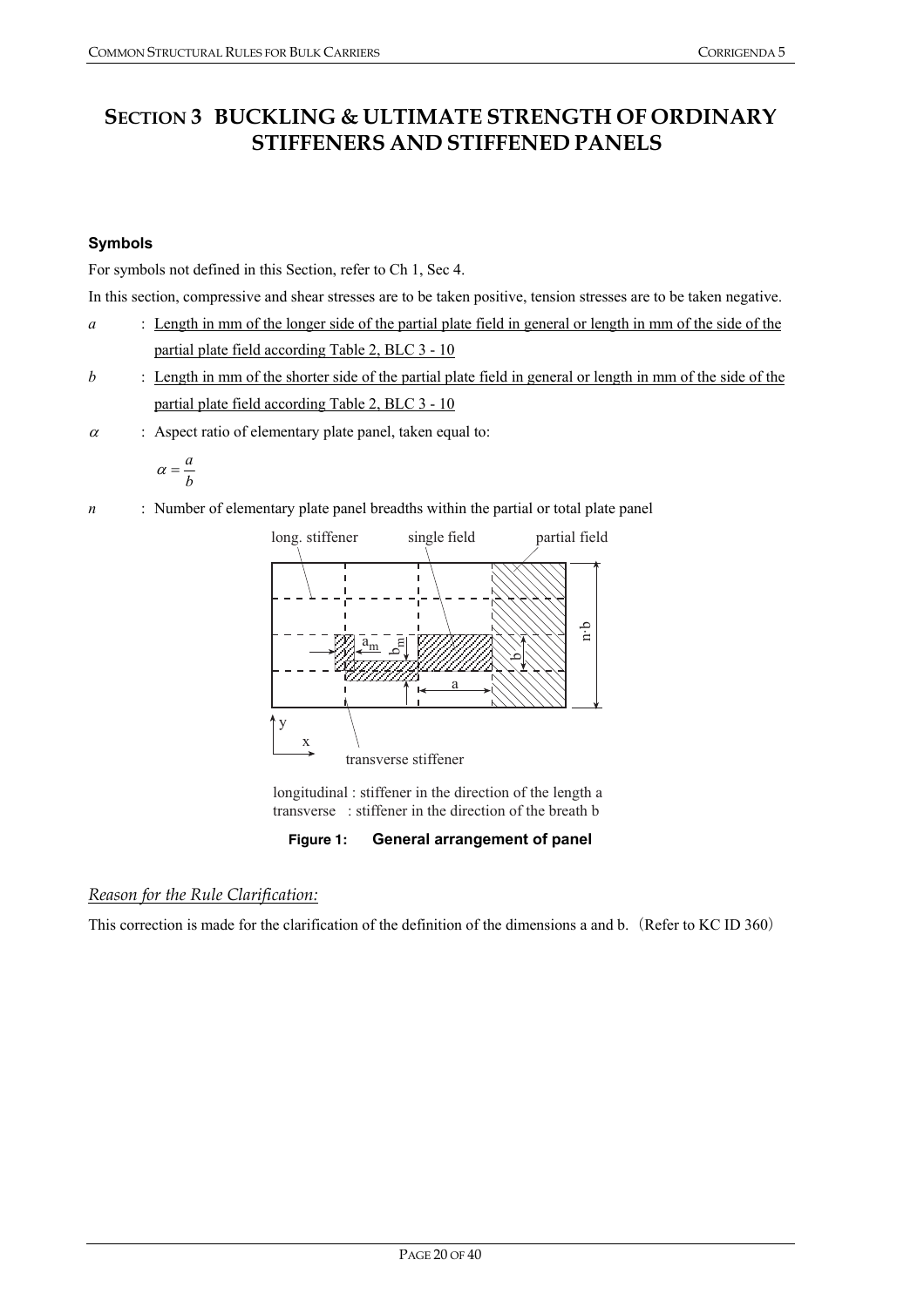# SECTION 3 BUCKLING & ULTIMATE STRENGTH OF ORDINARY STIFFENERS AND STIFFENED PANELS

### Symbols

For symbols not defined in this Section, refer to Ch 1, Sec 4.

In this section, compressive and shear stresses are to be taken positive, tension stresses are to be taken negative.

*a* : <u>Length in mm of the longer side of the partial plate field in general or length in mm of the side of the partial plate field according Table 2, BLC 3 - 10</u>

*b* : <u>Length in mm of the shorter side of the partial plate field in general or length in mm of the side of the partial plate field according Table 2, BLC 3 - 10</u>

$\alpha$ : Aspect ratio of elementary plate panel, taken equal to:

$$\alpha = \frac{a}{b}$$

*n* : Number of elementary plate panel breadths within the partial or total plate panel

long. stiffener | single field | partial field | $a_m$ | $b_m$ | $b$ | $n \cdot b$ | $a$ | y | x | transverse stiffener

longitudinal : stiffener in the direction of the length a
transverse : stiffener in the direction of the breath b

**Figure 1: General arrangement of panel**

*Reason for the Rule Clarification:*

This correction is made for the clarification of the definition of the dimensions a and b.（Refer to KC ID 360）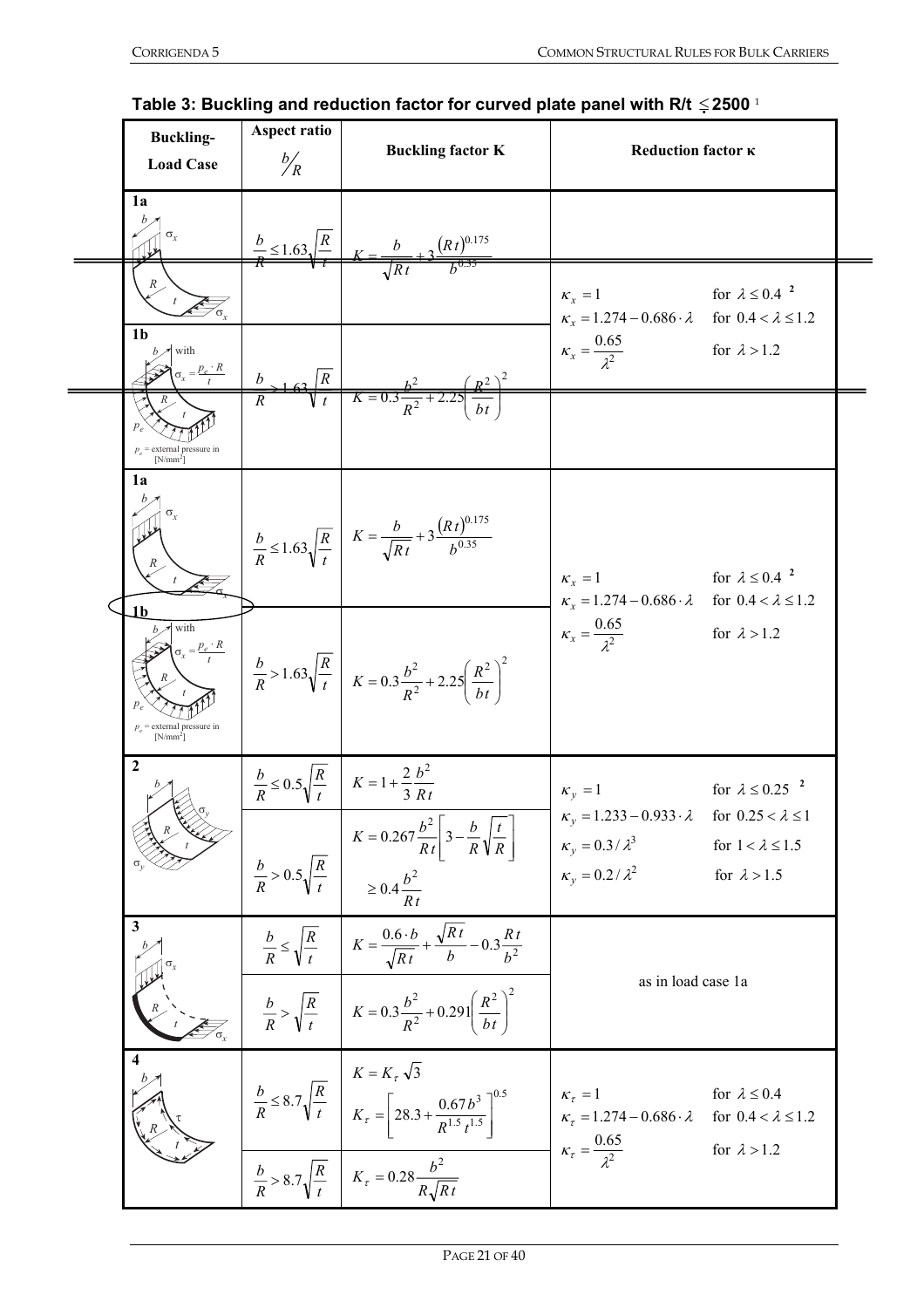## Table 3: Buckling and reduction factor for curved plate panel with R/t ≤ 2500 [1]

*(Struck-through version of load cases 1a/1b – deleted)*

| Buckling-Load Case | Aspect ratio $b/R$ | Buckling factor K | Reduction factor κ |
|---|---|---|---|
| ~~1a~~ | ~~$\frac{b}{R} \le 1.63\sqrt{\frac{R}{t}}$~~ | ~~$K = \frac{b}{\sqrt{Rt}} + 3\frac{(Rt)^{0.175}}{b^{0.35}}$~~ | ~~$\kappa_x = 1$ for $\lambda \le 0.4$ [2]; $\kappa_x = 1.274 - 0.686 \cdot \lambda$ for $0.4 < \lambda \le 1.2$; $\kappa_x = \frac{0.65}{\lambda^2}$ for $\lambda > 1.2$~~ |
| ~~1b with $\sigma_x = \frac{p_e \cdot R}{t}$; $p_e$ = external pressure in [N/mm²]~~ | ~~$\frac{b}{R} > 1.63\sqrt{\frac{R}{t}}$~~ | ~~$K = 0.3\frac{b^2}{R^2} + 2.25\left(\frac{R^2}{bt}\right)^2$~~ | |

*(Corrected version)*

| Buckling-Load Case | Aspect ratio $b/R$ | Buckling factor K | Reduction factor κ |
|---|---|---|---|
| 1a | $\frac{b}{R} \le 1.63\sqrt{\frac{R}{t}}$ | $K = \frac{b}{\sqrt{Rt}} + 3\frac{(Rt)^{0.175}}{b^{0.35}}$ | $\kappa_x = 1$ for $\lambda \le 0.4$ [2]<br>$\kappa_x = 1.274 - 0.686 \cdot \lambda$ for $0.4 < \lambda \le 1.2$<br>$\kappa_x = \frac{0.65}{\lambda^2}$ for $\lambda > 1.2$ |
| 1b with $\sigma_x = \frac{p_e \cdot R}{t}$<br>$p_e$ = external pressure in [N/mm²] | $\frac{b}{R} > 1.63\sqrt{\frac{R}{t}}$ | $K = 0.3\frac{b^2}{R^2} + 2.25\left(\frac{R^2}{bt}\right)^2$ | |
| 2 | $\frac{b}{R} \le 0.5\sqrt{\frac{R}{t}}$ | $K = 1 + \frac{2}{3}\frac{b^2}{Rt}$ | $\kappa_y = 1$ for $\lambda \le 0.25$ [2]<br>$\kappa_y = 1.233 - 0.933 \cdot \lambda$ for $0.25 < \lambda \le 1$<br>$\kappa_y = 0.3/\lambda^3$ for $1 < \lambda \le 1.5$<br>$\kappa_y = 0.2/\lambda^2$ for $\lambda > 1.5$ |
| | $\frac{b}{R} > 0.5\sqrt{\frac{R}{t}}$ | $K = 0.267\frac{b^2}{Rt}\left[3 - \frac{b}{R}\sqrt{\frac{t}{R}}\right] \ge 0.4\frac{b^2}{Rt}$ | |
| 3 | $\frac{b}{R} \le \sqrt{\frac{R}{t}}$ | $K = \frac{0.6 \cdot b}{\sqrt{Rt}} + \frac{\sqrt{Rt}}{b} - 0.3\frac{Rt}{b^2}$ | as in load case 1a |
| | $\frac{b}{R} > \sqrt{\frac{R}{t}}$ | $K = 0.3\frac{b^2}{R^2} + 0.291\left(\frac{R^2}{bt}\right)^2$ | |
| 4 | $\frac{b}{R} \le 8.7\sqrt{\frac{R}{t}}$ | $K = K_\tau \sqrt{3}$<br>$K_\tau = \left[28.3 + \frac{0.67 b^3}{R^{1.5} t^{1.5}}\right]^{0.5}$ | $\kappa_\tau = 1$ for $\lambda \le 0.4$<br>$\kappa_\tau = 1.274 - 0.686 \cdot \lambda$ for $0.4 < \lambda \le 1.2$<br>$\kappa_\tau = \frac{0.65}{\lambda^2}$ for $\lambda > 1.2$ |
| | $\frac{b}{R} > 8.7\sqrt{\frac{R}{t}}$ | $K_\tau = 0.28\frac{b^2}{R\sqrt{Rt}}$ | |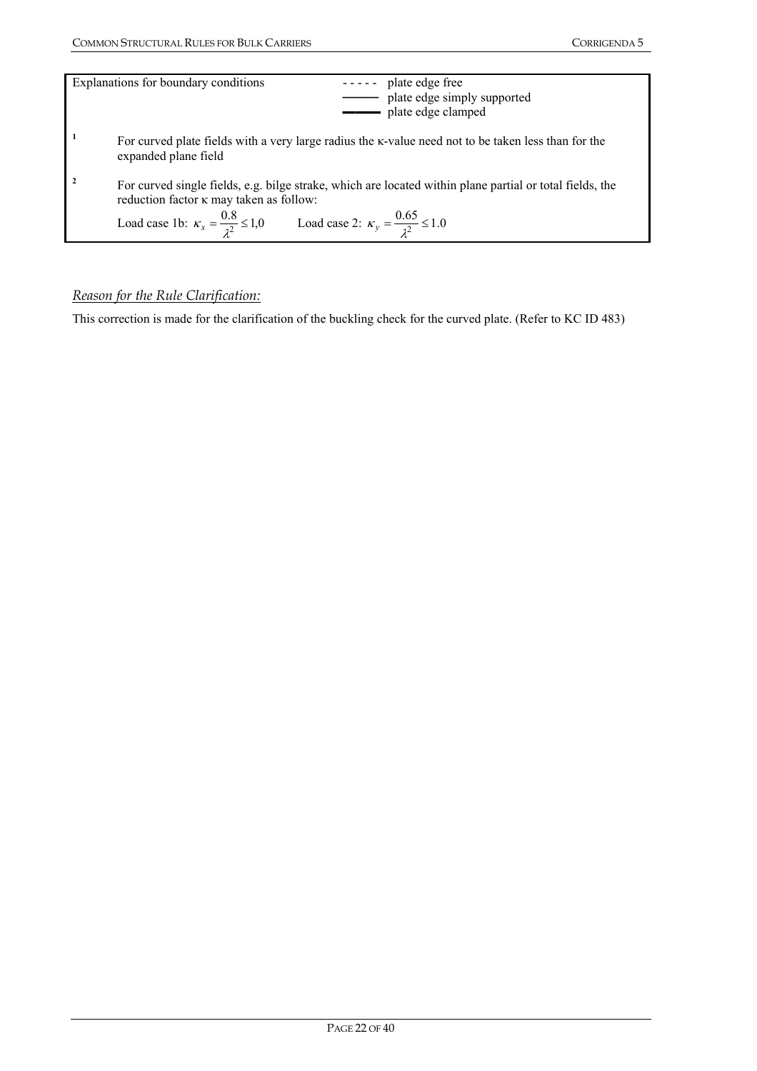| Explanations for boundary conditions | - - - - - plate edge free<br>——— plate edge simply supported<br>▬▬▬ plate edge clamped |
|---|---|
| [1] | For curved plate fields with a very large radius the κ-value need not to be taken less than for the expanded plane field |
| [2] | For curved single fields, e.g. bilge strake, which are located within plane partial or total fields, the reduction factor κ may taken as follow:<br>Load case 1b: $\kappa_x = \frac{0.8}{\lambda^2} \leq 1{,}0$ Load case 2: $\kappa_y = \frac{0.65}{\lambda^2} \leq 1.0$ |

*Reason for the Rule Clarification:*

This correction is made for the clarification of the buckling check for the curved plate. (Refer to KC ID 483)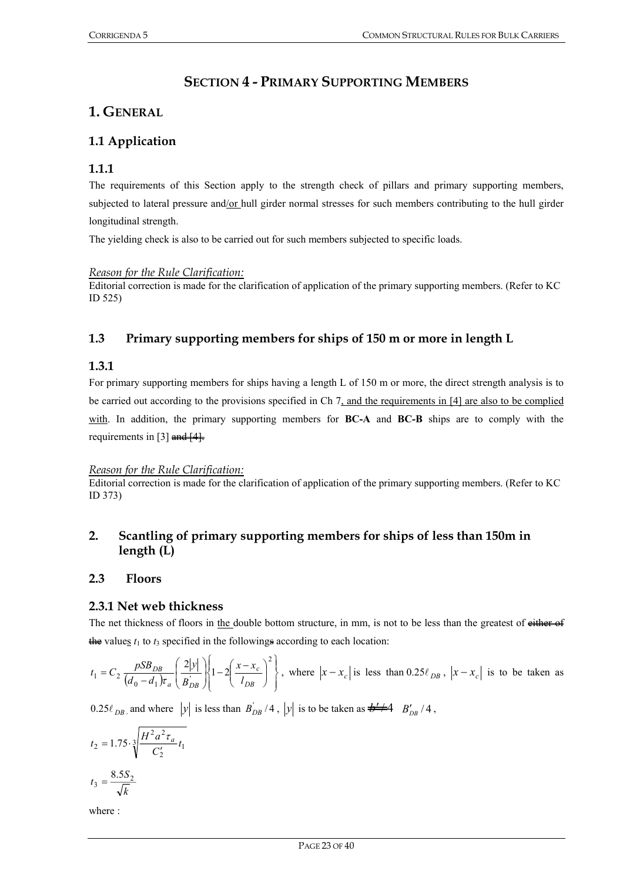# SECTION 4 - PRIMARY SUPPORTING MEMBERS

## 1. GENERAL

### 1.1 Application

#### 1.1.1

The requirements of this Section apply to the strength check of pillars and primary supporting members, subjected to lateral pressure and/or hull girder normal stresses for such members contributing to the hull girder longitudinal strength.

The yielding check is also to be carried out for such members subjected to specific loads.

*Reason for the Rule Clarification:*
Editorial correction is made for the clarification of application of the primary supporting members. (Refer to KC ID 525)

### 1.3 Primary supporting members for ships of 150 m or more in length L

#### 1.3.1

For primary supporting members for ships having a length L of 150 m or more, the direct strength analysis is to be carried out according to the provisions specified in Ch 7, and the requirements in [4] are also to be complied with. In addition, the primary supporting members for **BC-A** and **BC-B** ships are to comply with the requirements in [3] ~~and [4].~~

*Reason for the Rule Clarification:*
Editorial correction is made for the clarification of application of the primary supporting members. (Refer to KC ID 373)

## 2. Scantling of primary supporting members for ships of less than 150m in length (L)

### 2.3 Floors

#### 2.3.1 Net web thickness

The net thickness of floors in the double bottom structure, in mm, is not to be less than the greatest of ~~either of the~~ values $t_1$ to $t_3$ specified in the following~~s~~ according to each location:

$t_1 = C_2 \dfrac{pSB_{DB}}{(d_0 - d_1)\tau_a} \left( \dfrac{2|y|}{B'_{DB}} \right) \left\{ 1 - 2\left( \dfrac{x - x_c}{l_{DB}} \right)^2 \right\}$, where $|x - x_c|$ is less than $0.25\ell_{DB}$, $|x - x_c|$ is to be taken as $0.25\ell_{DB}$, and where $|y|$ is less than $B'_{DB}/4$, $|y|$ is to be taken as ~~$b'/4$~~ $B'_{DB}/4$,

$$t_2 = 1.75 \cdot \sqrt[3]{\frac{H^2 a^2 \tau_a}{C'_2} t_1}$$

$$t_3 = \frac{8.5 S_2}{\sqrt{k}}$$

where :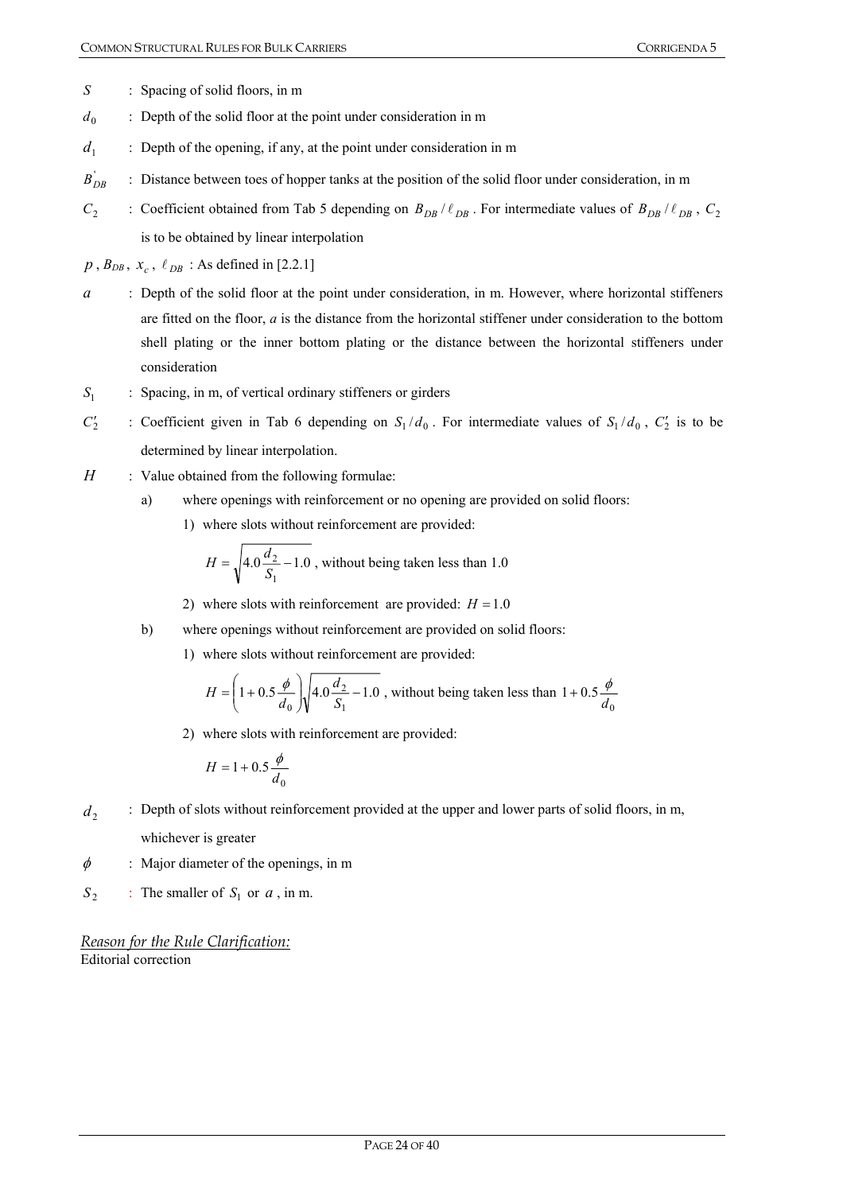$S$ : Spacing of solid floors, in m

$d_0$ : Depth of the solid floor at the point under consideration in m

$d_1$ : Depth of the opening, if any, at the point under consideration in m

$B_{DB}^{'}$ : Distance between toes of hopper tanks at the position of the solid floor under consideration, in m

$C_2$ : Coefficient obtained from Tab 5 depending on $B_{DB} / \ell_{DB}$. For intermediate values of $B_{DB} / \ell_{DB}$, $C_2$ is to be obtained by linear interpolation

$p$, $B_{DB}$, $x_c$, $\ell_{DB}$ : As defined in [2.2.1]

$a$ : Depth of the solid floor at the point under consideration, in m. However, where horizontal stiffeners are fitted on the floor, $a$ is the distance from the horizontal stiffener under consideration to the bottom shell plating or the inner bottom plating or the distance between the horizontal stiffeners under consideration

$S_1$ : Spacing, in m, of vertical ordinary stiffeners or girders

$C_2'$ : Coefficient given in Tab 6 depending on $S_1 / d_0$. For intermediate values of $S_1 / d_0$, $C_2'$ is to be determined by linear interpolation.

$H$ : Value obtained from the following formulae:

a) where openings with reinforcement or no opening are provided on solid floors:

1) where slots without reinforcement are provided:

$$H = \sqrt{4.0 \frac{d_2}{S_1} - 1.0}$$, without being taken less than 1.0

2) where slots with reinforcement are provided: $H = 1.0$

b) where openings without reinforcement are provided on solid floors:

1) where slots without reinforcement are provided:

$$H = \left(1 + 0.5 \frac{\phi}{d_0}\right) \sqrt{4.0 \frac{d_2}{S_1} - 1.0}$$, without being taken less than $1 + 0.5 \frac{\phi}{d_0}$

2) where slots with reinforcement are provided:

$$H = 1 + 0.5 \frac{\phi}{d_0}$$

$d_2$ : Depth of slots without reinforcement provided at the upper and lower parts of solid floors, in m, whichever is greater

$\phi$ : Major diameter of the openings, in m

$S_2$ : The smaller of $S_1$ or $a$, in m.

*Reason for the Rule Clarification:*

Editorial correction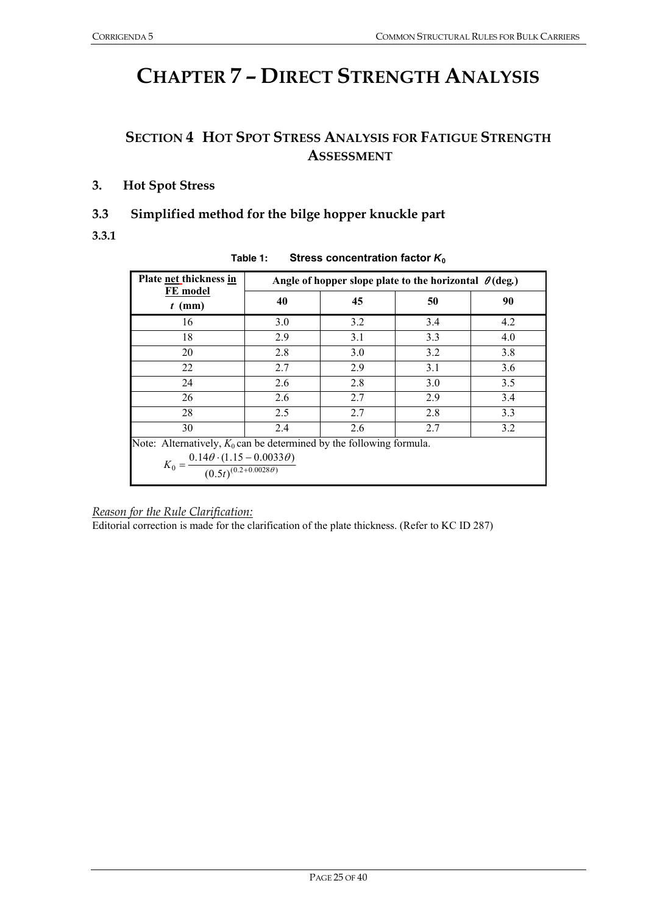# CHAPTER 7 – DIRECT STRENGTH ANALYSIS

## SECTION 4 HOT SPOT STRESS ANALYSIS FOR FATIGUE STRENGTH ASSESSMENT

### 3. Hot Spot Stress

### 3.3 Simplified method for the bilge hopper knuckle part

**3.3.1**

**Table 1: Stress concentration factor $K_0$**

| Plate net thickness in FE model $t$ (mm) | Angle of hopper slope plate to the horizontal $\theta$ (deg.) | | | |
|---|---|---|---|---|
| | 40 | 45 | 50 | 90 |
| 16 | 3.0 | 3.2 | 3.4 | 4.2 |
| 18 | 2.9 | 3.1 | 3.3 | 4.0 |
| 20 | 2.8 | 3.0 | 3.2 | 3.8 |
| 22 | 2.7 | 2.9 | 3.1 | 3.6 |
| 24 | 2.6 | 2.8 | 3.0 | 3.5 |
| 26 | 2.6 | 2.7 | 2.9 | 3.4 |
| 28 | 2.5 | 2.7 | 2.8 | 3.3 |
| 30 | 2.4 | 2.6 | 2.7 | 3.2 |

Note: Alternatively, $K_0$ can be determined by the following formula.

$$K_0 = \frac{0.14\theta \cdot (1.15 - 0.0033\theta)}{(0.5t)^{(0.2+0.0028\theta)}}$$

*Reason for the Rule Clarification:*

Editorial correction is made for the clarification of the plate thickness. (Refer to KC ID 287)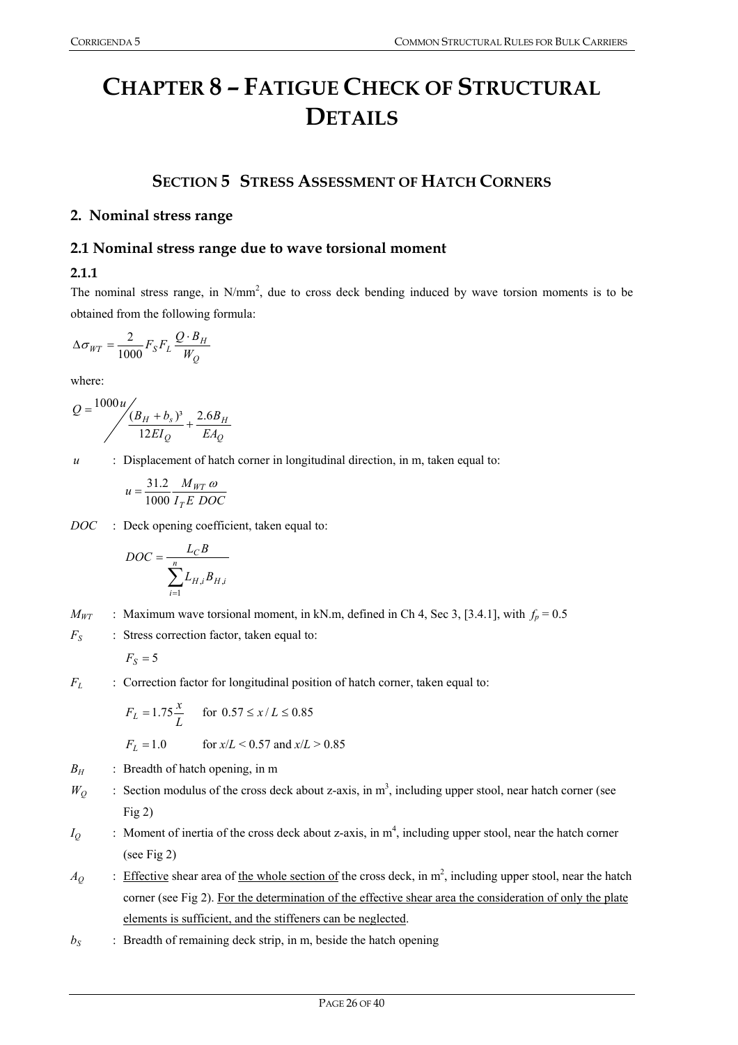# CHAPTER 8 – FATIGUE CHECK OF STRUCTURAL DETAILS

## SECTION 5 STRESS ASSESSMENT OF HATCH CORNERS

## 2. Nominal stress range

### 2.1 Nominal stress range due to wave torsional moment

#### 2.1.1

The nominal stress range, in N/mm$^2$, due to cross deck bending induced by wave torsion moments is to be obtained from the following formula:

$$\Delta\sigma_{WT} = \frac{2}{1000} F_S F_L \frac{Q \cdot B_H}{W_Q}$$

where:

$$Q = 1000u \bigg/ \left( \frac{(B_H + b_s)^3}{12EI_Q} + \frac{2.6B_H}{EA_Q} \right)$$

$u$ : Displacement of hatch corner in longitudinal direction, in m, taken equal to:

$$u = \frac{31.2}{1000} \frac{M_{WT}\,\omega}{I_T E\ DOC}$$

$DOC$ : Deck opening coefficient, taken equal to:

$$DOC = \frac{L_C B}{\sum_{i=1}^{n} L_{H,i} B_{H,i}}$$

$M_{WT}$ : Maximum wave torsional moment, in kN.m, defined in Ch 4, Sec 3, [3.4.1], with $f_p = 0.5$

$F_S$ : Stress correction factor, taken equal to:

$$F_S = 5$$

$F_L$ : Correction factor for longitudinal position of hatch corner, taken equal to:

$$F_L = 1.75\frac{x}{L} \quad \text{for } 0.57 \le x/L \le 0.85$$

$$F_L = 1.0 \quad \text{for } x/L < 0.57 \text{ and } x/L > 0.85$$

$B_H$ : Breadth of hatch opening, in m

$W_Q$ : Section modulus of the cross deck about z-axis, in m$^3$, including upper stool, near hatch corner (see Fig 2)

$I_Q$ : Moment of inertia of the cross deck about z-axis, in m$^4$, including upper stool, near the hatch corner (see Fig 2)

$A_Q$ : Effective shear area of the whole section of the cross deck, in m$^2$, including upper stool, near the hatch corner (see Fig 2). For the determination of the effective shear area the consideration of only the plate elements is sufficient, and the stiffeners can be neglected.

$b_S$ : Breadth of remaining deck strip, in m, beside the hatch opening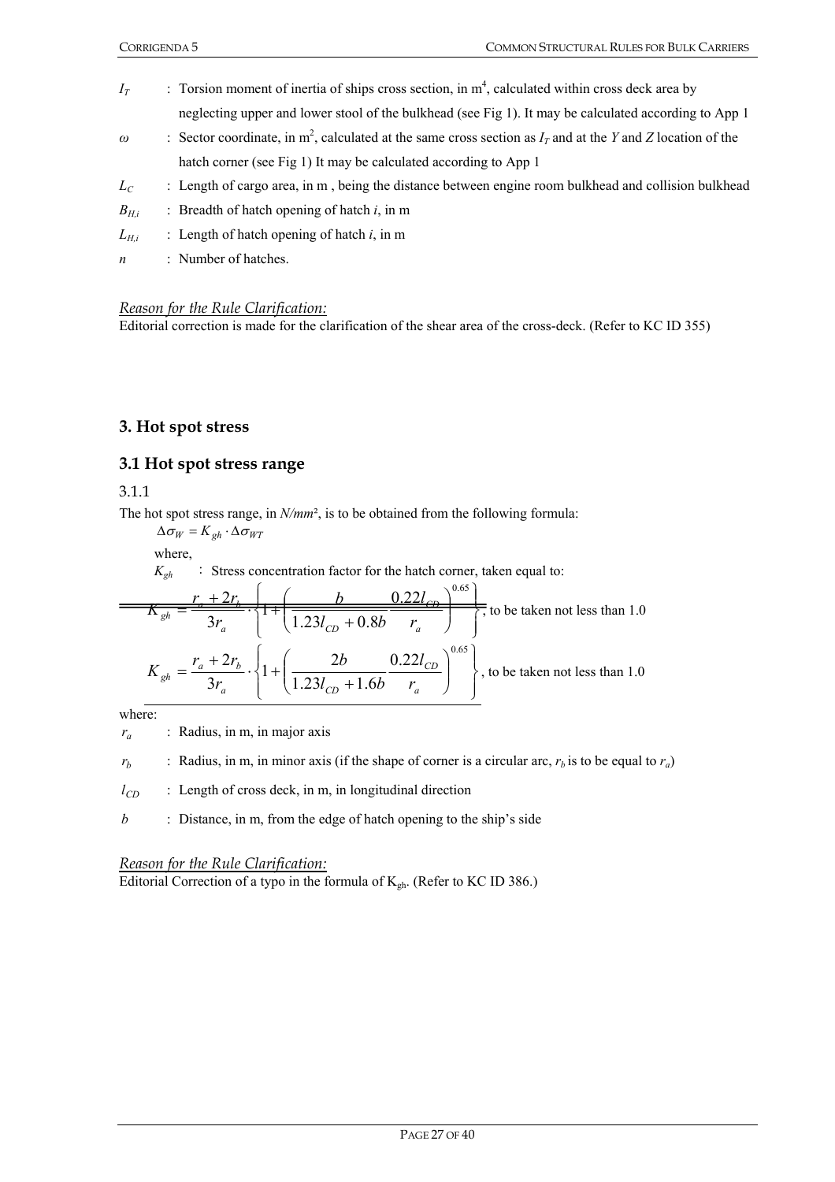$I_T$ : Torsion moment of inertia of ships cross section, in $m^4$, calculated within cross deck area by neglecting upper and lower stool of the bulkhead (see Fig 1). It may be calculated according to App 1

$\omega$ : Sector coordinate, in $m^2$, calculated at the same cross section as $I_T$ and at the $Y$ and $Z$ location of the hatch corner (see Fig 1) It may be calculated according to App 1

$L_C$ : Length of cargo area, in m , being the distance between engine room bulkhead and collision bulkhead

$B_{H,i}$ : Breadth of hatch opening of hatch $i$, in m

$L_{H,i}$ : Length of hatch opening of hatch $i$, in m

$n$ : Number of hatches.

*Reason for the Rule Clarification:*
Editorial correction is made for the clarification of the shear area of the cross-deck. (Refer to KC ID 355)

## 3. Hot spot stress

## 3.1 Hot spot stress range

3.1.1

The hot spot stress range, in *N/mm²*, is to be obtained from the following formula:

$$\Delta\sigma_W = K_{gh} \cdot \Delta\sigma_{WT}$$

where,

$K_{gh}$ : Stress concentration factor for the hatch corner, taken equal to:

~~$K_{gh} = \frac{r_a + 2r_b}{3r_a} \cdot \left\{ 1 + \left( \frac{b}{1.23 l_{CD} + 0.8b} \frac{0.22 l_{CD}}{r_a} \right)^{0.65} \right\}$, to be taken not less than 1.0~~

$$K_{gh} = \frac{r_a + 2r_b}{3r_a} \cdot \left\{ 1 + \left( \frac{2b}{1.23 l_{CD} + 1.6b} \frac{0.22 l_{CD}}{r_a} \right)^{0.65} \right\}$$, to be taken not less than 1.0

where:

$r_a$ : Radius, in m, in major axis

$r_b$ : Radius, in m, in minor axis (if the shape of corner is a circular arc, $r_b$ is to be equal to $r_a$)

$l_{CD}$ : Length of cross deck, in m, in longitudinal direction

$b$ : Distance, in m, from the edge of hatch opening to the ship's side

*Reason for the Rule Clarification:*
Editorial Correction of a typo in the formula of $K_{gh}$. (Refer to KC ID 386.)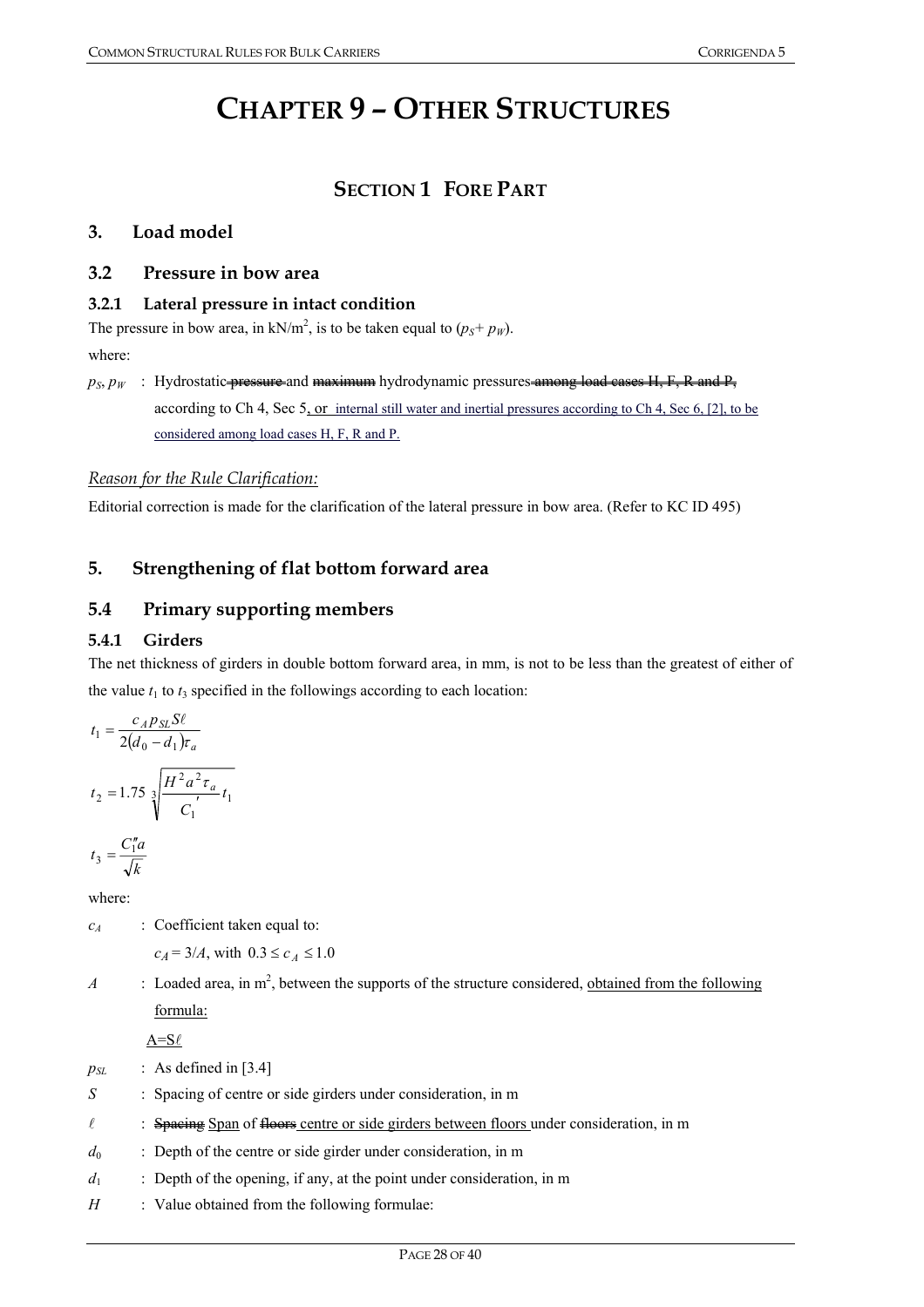# CHAPTER 9 – OTHER STRUCTURES

## SECTION 1 FORE PART

### 3. Load model

### 3.2 Pressure in bow area

#### 3.2.1 Lateral pressure in intact condition

The pressure in bow area, in kN/m$^2$, is to be taken equal to ($p_S$+ $p_W$).

where:

$p_S$, $p_W$ : Hydrostatic ~~pressure~~ and ~~maximum~~ hydrodynamic pressures ~~among load cases H, F, R and P,~~ according to Ch 4, Sec 5, or internal still water and inertial pressures according to Ch 4, Sec 6, [2], to be considered among load cases H, F, R and P.

*Reason for the Rule Clarification:*

Editorial correction is made for the clarification of the lateral pressure in bow area. (Refer to KC ID 495)

### 5. Strengthening of flat bottom forward area

### 5.4 Primary supporting members

#### 5.4.1 Girders

The net thickness of girders in double bottom forward area, in mm, is not to be less than the greatest of either of the value $t_1$ to $t_3$ specified in the followings according to each location:

$$t_1 = \frac{c_A p_{SL} S \ell}{2(d_0 - d_1)\tau_a}$$

$$t_2 = 1.75 \sqrt[3]{\frac{H^2 a^2 \tau_a}{C_1'} t_1}$$

$$t_3 = \frac{C_1'' a}{\sqrt{k}}$$

where:

$c_A$ : Coefficient taken equal to:

$c_A = 3/A$, with $0.3 \le c_A \le 1.0$

$A$ : Loaded area, in m$^2$, between the supports of the structure considered, obtained from the following formula:

$A = S\ell$

$p_{SL}$ : As defined in [3.4]

$S$ : Spacing of centre or side girders under consideration, in m

$\ell$ : ~~Spacing~~ Span of ~~floors~~ centre or side girders between floors under consideration, in m

$d_0$ : Depth of the centre or side girder under consideration, in m

$d_1$ : Depth of the opening, if any, at the point under consideration, in m

$H$ : Value obtained from the following formulae: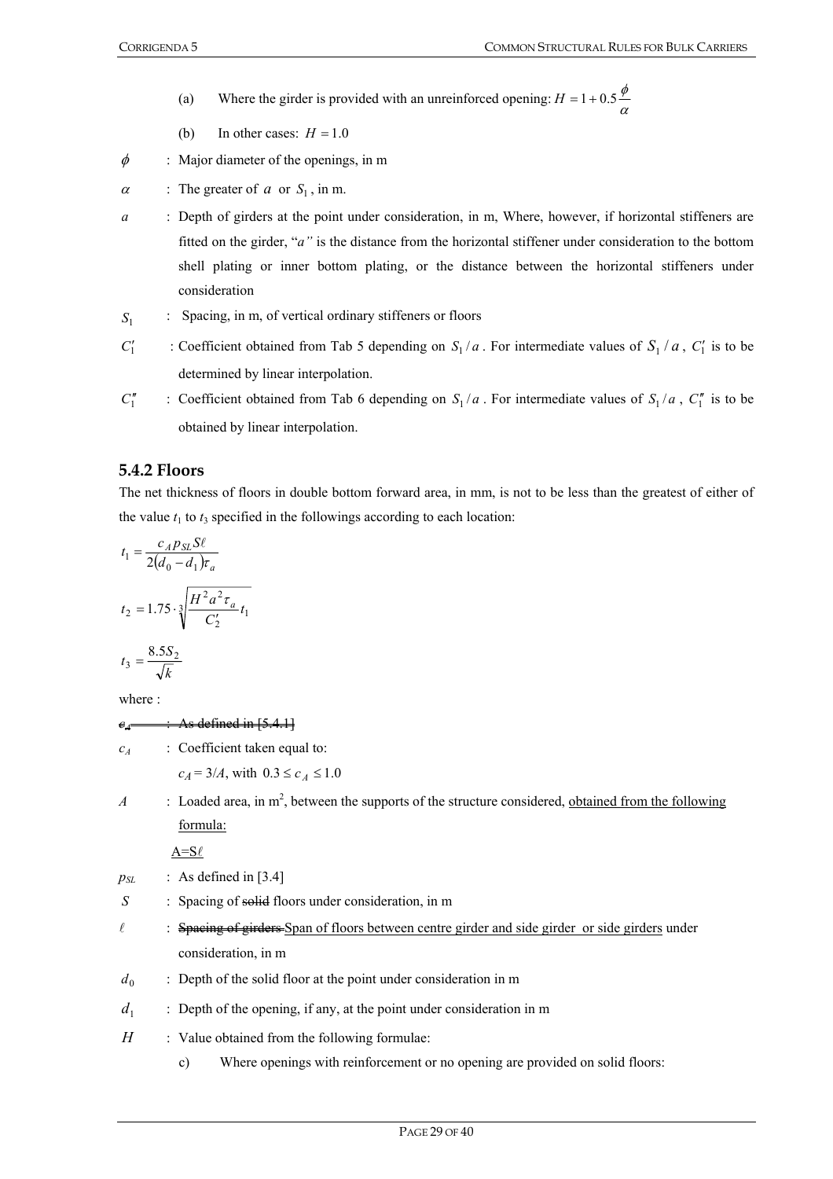(a) Where the girder is provided with an unreinforced opening: $H = 1 + 0.5\dfrac{\phi}{\alpha}$

(b) In other cases: $H = 1.0$

$\phi$ : Major diameter of the openings, in m

$\alpha$ : The greater of $a$ or $S_1$, in m.

$a$ : Depth of girders at the point under consideration, in m, Where, however, if horizontal stiffeners are fitted on the girder, "$a$" is the distance from the horizontal stiffener under consideration to the bottom shell plating or inner bottom plating, or the distance between the horizontal stiffeners under consideration

$S_1$ : Spacing, in m, of vertical ordinary stiffeners or floors

$C_1'$ : Coefficient obtained from Tab 5 depending on $S_1/a$. For intermediate values of $S_1/a$, $C_1'$ is to be determined by linear interpolation.

$C_1''$ : Coefficient obtained from Tab 6 depending on $S_1/a$. For intermediate values of $S_1/a$, $C_1''$ is to be obtained by linear interpolation.

### 5.4.2 Floors

The net thickness of floors in double bottom forward area, in mm, is not to be less than the greatest of either of the value $t_1$ to $t_3$ specified in the followings according to each location:

$$t_1 = \frac{c_A p_{SL} S \ell}{2(d_0 - d_1)\tau_a}$$

$$t_2 = 1.75 \cdot \sqrt[3]{\frac{H^2 a^2 \tau_a}{C_2'} t_1}$$

$$t_3 = \frac{8.5 S_2}{\sqrt{k}}$$

where :

~~$c_A$ : As defined in [5.4.1]~~

$c_A$ : Coefficient taken equal to:

$c_A = 3/A$, with $0.3 \le c_A \le 1.0$

$A$ : Loaded area, in m$^2$, between the supports of the structure considered, <u>obtained from the following formula:</u>

<u>$A = S\ell$</u>

$p_{SL}$ : As defined in [3.4]

$S$ : Spacing of ~~solid~~ floors under consideration, in m

$\ell$ : ~~Spacing of girders~~ <u>Span of floors between centre girder and side girder or side girders</u> under consideration, in m

$d_0$ : Depth of the solid floor at the point under consideration in m

$d_1$ : Depth of the opening, if any, at the point under consideration in m

$H$ : Value obtained from the following formulae:

c) Where openings with reinforcement or no opening are provided on solid floors: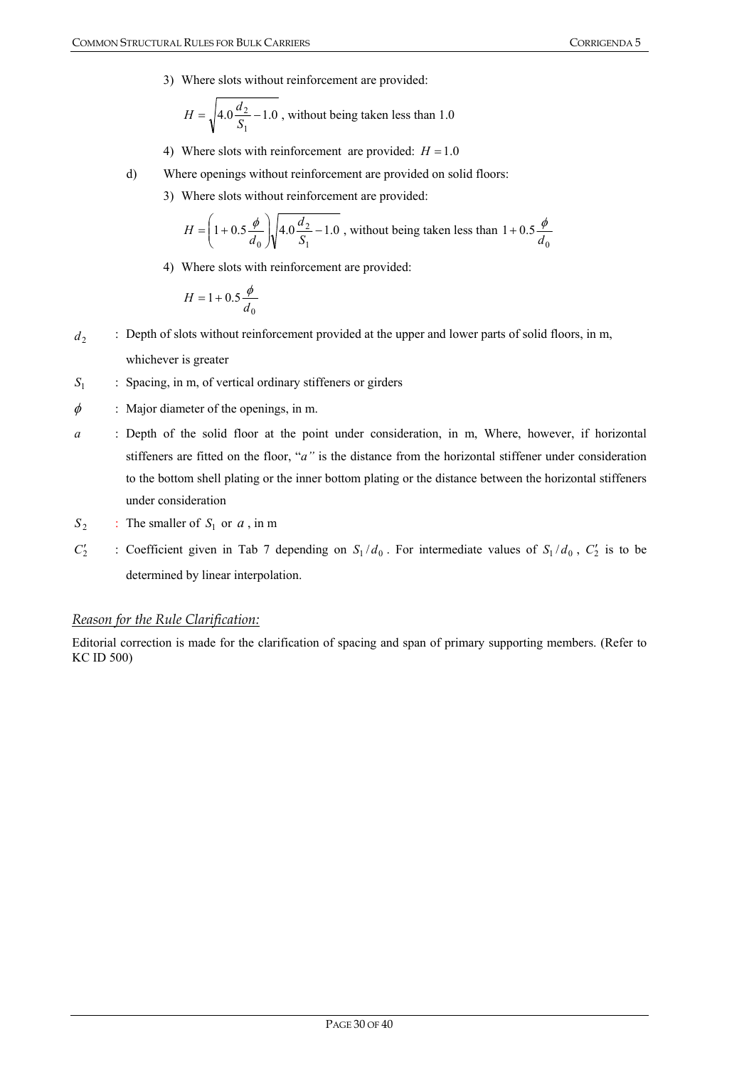3) Where slots without reinforcement are provided:

$$H = \sqrt{4.0\frac{d_2}{S_1} - 1.0}\text{ , without being taken less than 1.0}$$

4) Where slots with reinforcement are provided: $H = 1.0$

d) Where openings without reinforcement are provided on solid floors:

3) Where slots without reinforcement are provided:

$$H = \left(1 + 0.5\frac{\phi}{d_0}\right)\sqrt{4.0\frac{d_2}{S_1} - 1.0}\text{ , without being taken less than } 1 + 0.5\frac{\phi}{d_0}$$

4) Where slots with reinforcement are provided:

$$H = 1 + 0.5\frac{\phi}{d_0}$$

$d_2$ : Depth of slots without reinforcement provided at the upper and lower parts of solid floors, in m, whichever is greater

$S_1$ : Spacing, in m, of vertical ordinary stiffeners or girders

$\phi$ : Major diameter of the openings, in m.

$a$ : Depth of the solid floor at the point under consideration, in m, Where, however, if horizontal stiffeners are fitted on the floor, "$a$" is the distance from the horizontal stiffener under consideration to the bottom shell plating or the inner bottom plating or the distance between the horizontal stiffeners under consideration

$S_2$ : The smaller of $S_1$ or $a$ , in m

$C_2'$ : Coefficient given in Tab 7 depending on $S_1 / d_0$ . For intermediate values of $S_1 / d_0$ , $C_2'$ is to be determined by linear interpolation.

*Reason for the Rule Clarification:*

Editorial correction is made for the clarification of spacing and span of primary supporting members. (Refer to KC ID 500)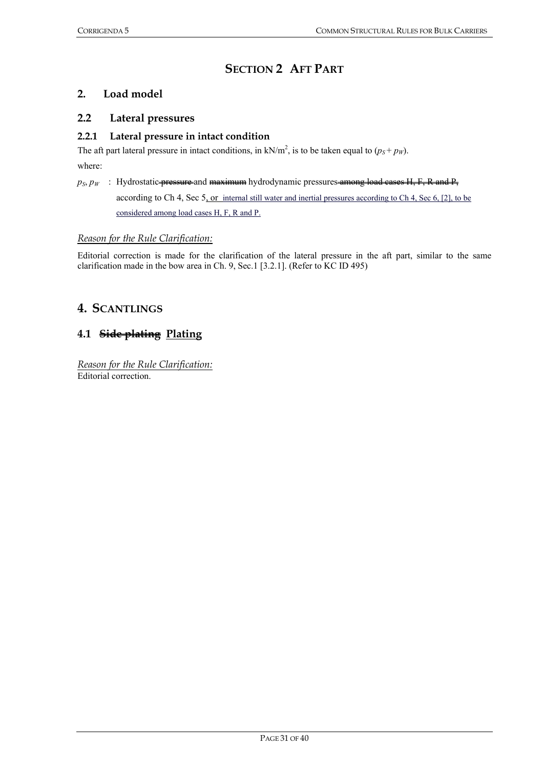# SECTION 2 AFT PART

## 2. Load model

## 2.2 Lateral pressures

### 2.2.1 Lateral pressure in intact condition

The aft part lateral pressure in intact conditions, in kN/m$^2$, is to be taken equal to ($p_S + p_W$).

where:

$p_S$, $p_W$ : Hydrostatic ~~pressure~~ and ~~maximum~~ hydrodynamic pressures ~~among load cases H, F, R and P,~~ according to Ch 4, Sec 5, or internal still water and inertial pressures according to Ch 4, Sec 6, [2], to be considered among load cases H, F, R and P.

*Reason for the Rule Clarification:*

Editorial correction is made for the clarification of the lateral pressure in the aft part, similar to the same clarification made in the bow area in Ch. 9, Sec.1 [3.2.1]. (Refer to KC ID 495)

## 4. SCANTLINGS

## 4.1 ~~Side plating~~ Plating

*Reason for the Rule Clarification:*
Editorial correction.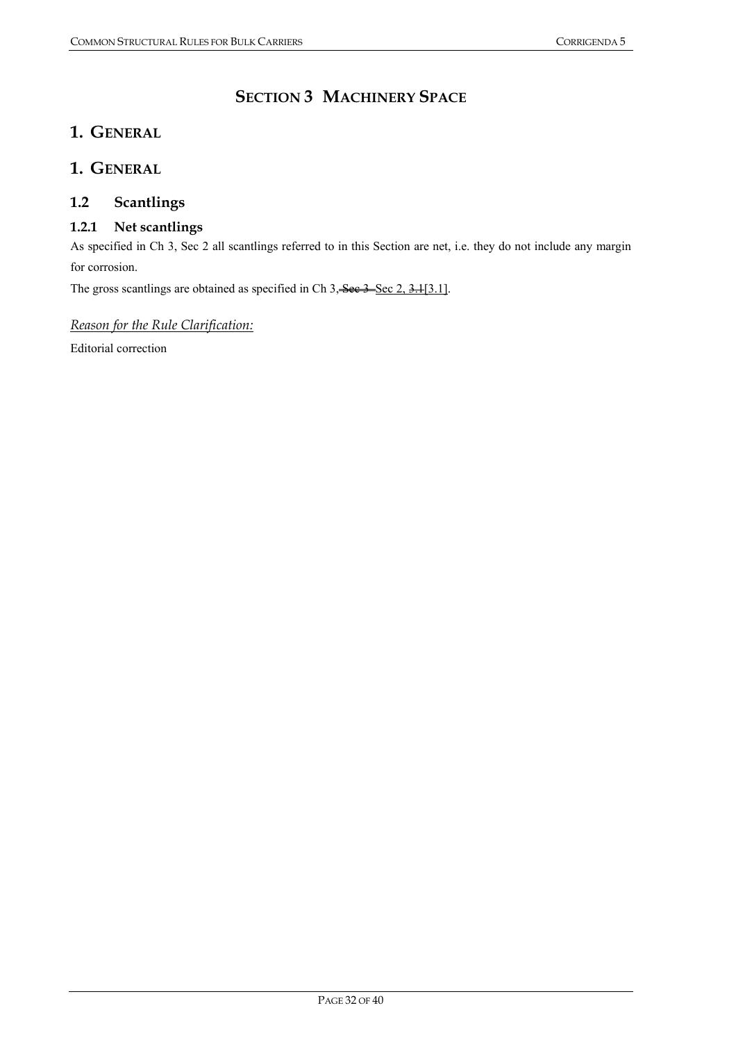# SECTION 3 MACHINERY SPACE

## 1. GENERAL

## 1. GENERAL

### 1.2 Scantlings

#### 1.2.1 Net scantlings

As specified in Ch 3, Sec 2 all scantlings referred to in this Section are net, i.e. they do not include any margin for corrosion.

The gross scantlings are obtained as specified in Ch 3, ~~Sec 3~~ Sec 2, ~~3.1~~[3.1].

*Reason for the Rule Clarification:*

Editorial correction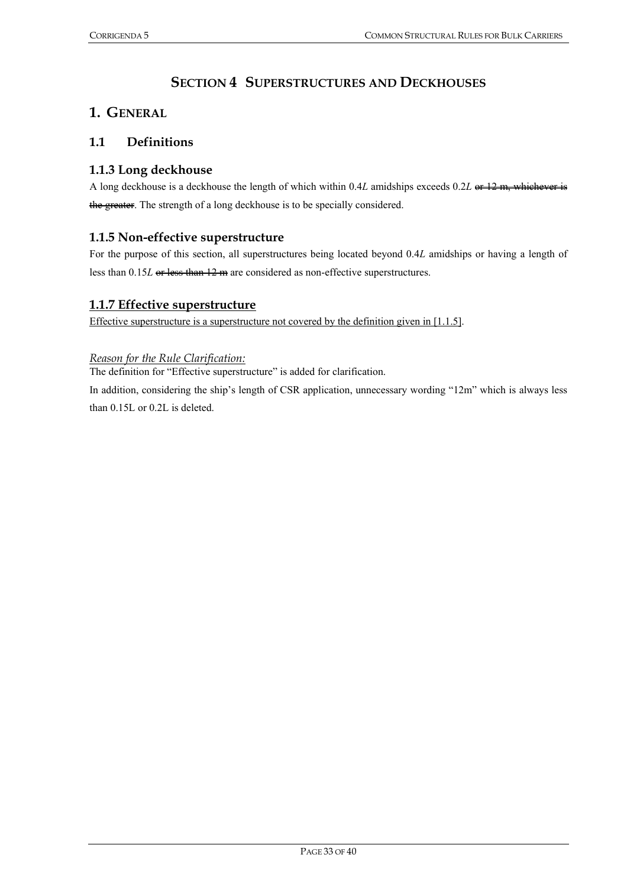# SECTION 4 SUPERSTRUCTURES AND DECKHOUSES

## 1. GENERAL

### 1.1 Definitions

### 1.1.3 Long deckhouse

A long deckhouse is a deckhouse the length of which within 0.4*L* amidships exceeds 0.2*L* ~~or 12 m, whichever is the greater~~. The strength of a long deckhouse is to be specially considered.

### 1.1.5 Non-effective superstructure

For the purpose of this section, all superstructures being located beyond 0.4*L* amidships or having a length of less than 0.15*L* ~~or less than 12 m~~ are considered as non-effective superstructures.

### <u>1.1.7 Effective superstructure</u>

<u>Effective superstructure is a superstructure not covered by the definition given in [1.1.5]</u>.

*<u>Reason for the Rule Clarification:</u>*

The definition for "Effective superstructure" is added for clarification.

In addition, considering the ship's length of CSR application, unnecessary wording "12m" which is always less than 0.15L or 0.2L is deleted.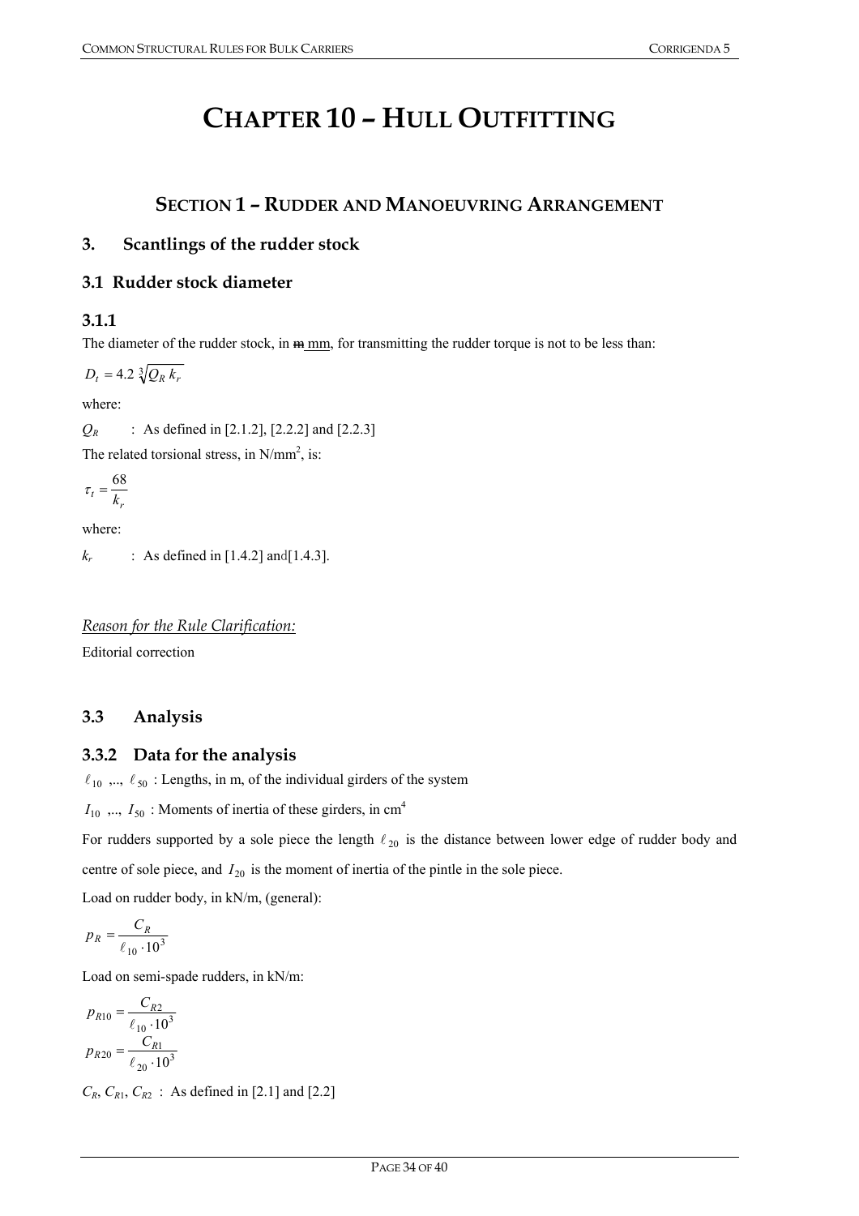# CHAPTER 10 – HULL OUTFITTING

## SECTION 1 – RUDDER AND MANOEUVRING ARRANGEMENT

### 3. Scantlings of the rudder stock

### 3.1 Rudder stock diameter

#### 3.1.1

The diameter of the rudder stock, in ~~m~~ mm, for transmitting the rudder torque is not to be less than:

$$D_t = 4.2\sqrt[3]{Q_R\, k_r}$$

where:

$Q_R$ : As defined in [2.1.2], [2.2.2] and [2.2.3]

The related torsional stress, in N/mm$^2$, is:

$$\tau_t = \frac{68}{k_r}$$

where:

$k_r$ : As defined in [1.4.2] and[1.4.3].

*Reason for the Rule Clarification:*

Editorial correction

### 3.3 Analysis

#### 3.3.2 Data for the analysis

$\ell_{10}$ ,.., $\ell_{50}$ : Lengths, in m, of the individual girders of the system

$I_{10}$ ,.., $I_{50}$ : Moments of inertia of these girders, in cm$^4$

For rudders supported by a sole piece the length $\ell_{20}$ is the distance between lower edge of rudder body and centre of sole piece, and $I_{20}$ is the moment of inertia of the pintle in the sole piece.

Load on rudder body, in kN/m, (general):

$$p_R = \frac{C_R}{\ell_{10} \cdot 10^3}$$

Load on semi-spade rudders, in kN/m:

$$p_{R10} = \frac{C_{R2}}{\ell_{10} \cdot 10^3}$$

$$p_{R20} = \frac{C_{R1}}{\ell_{20} \cdot 10^3}$$

$C_R$, $C_{R1}$, $C_{R2}$ : As defined in [2.1] and [2.2]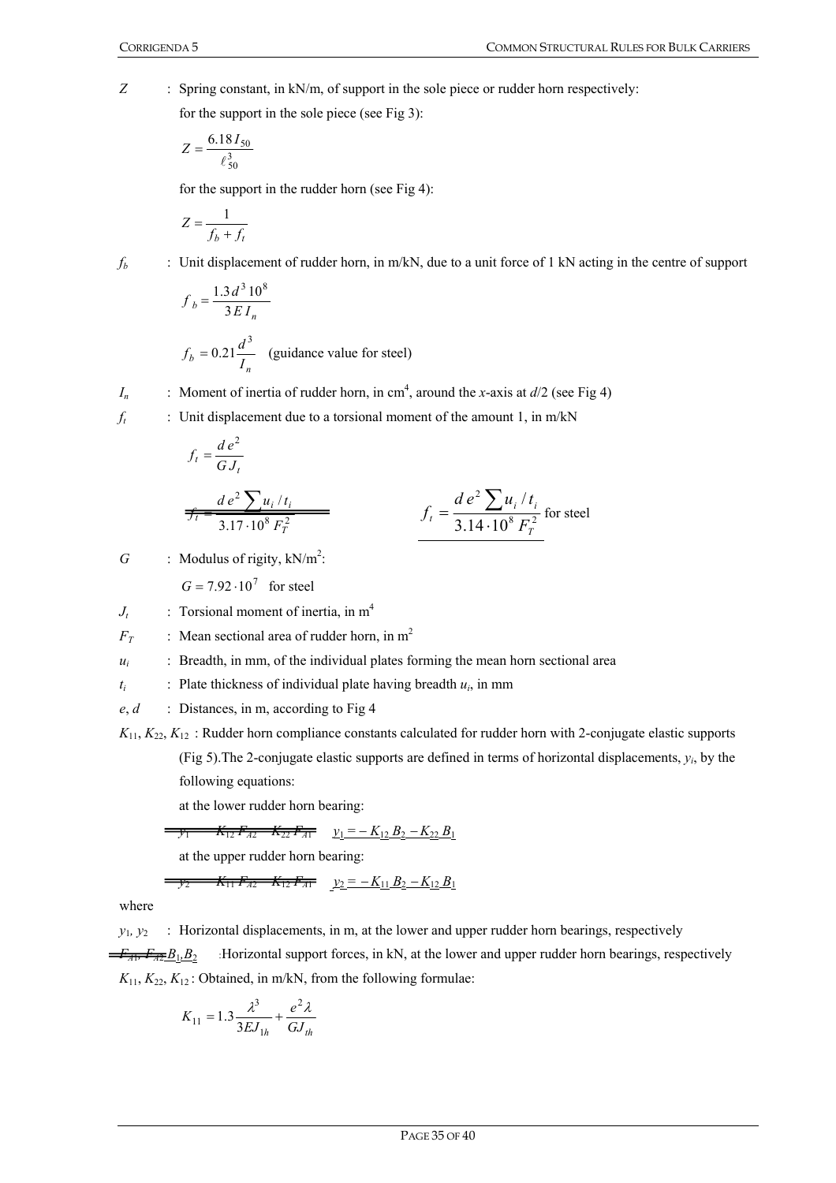$Z$ : Spring constant, in kN/m, of support in the sole piece or rudder horn respectively:

for the support in the sole piece (see Fig 3):

$$Z = \frac{6.18\, I_{50}}{\ell_{50}^3}$$

for the support in the rudder horn (see Fig 4):

$$Z = \frac{1}{f_b + f_t}$$

$f_b$ : Unit displacement of rudder horn, in m/kN, due to a unit force of 1 kN acting in the centre of support

$$f_b = \frac{1.3\, d^3\, 10^8}{3\, E\, I_n}$$

$$f_b = 0.21 \frac{d^3}{I_n} \quad \text{(guidance value for steel)}$$

$I_n$ : Moment of inertia of rudder horn, in cm$^4$, around the $x$-axis at $d/2$ (see Fig 4)

$f_t$ : Unit displacement due to a torsional moment of the amount 1, in m/kN

$$f_t = \frac{d\, e^2}{G\, J_t}$$

~~$f_t = \dfrac{d\, e^2 \sum u_i / t_i}{3.17 \cdot 10^8\, F_T^2}$~~ $\qquad$ $f_t = \dfrac{d\, e^2 \sum u_i / t_i}{3.14 \cdot 10^8\, F_T^2}$ for steel

$G$ : Modulus of rigity, kN/m$^2$:

$G = 7.92 \cdot 10^7$ for steel

$J_t$ : Torsional moment of inertia, in m$^4$

$F_T$ : Mean sectional area of rudder horn, in m$^2$

$u_i$ : Breadth, in mm, of the individual plates forming the mean horn sectional area

$t_i$ : Plate thickness of individual plate having breadth $u_i$, in mm

$e$, $d$ : Distances, in m, according to Fig 4

$K_{11}$, $K_{22}$, $K_{12}$ : Rudder horn compliance constants calculated for rudder horn with 2-conjugate elastic supports (Fig 5).The 2-conjugate elastic supports are defined in terms of horizontal displacements, $y_i$, by the following equations:

at the lower rudder horn bearing:

~~$y_1 = -K_{12} F_{A2} - K_{22} F_{A1}$~~ $\quad$ $y_1 = -K_{12} B_2 - K_{22} B_1$

at the upper rudder horn bearing:

~~$y_2 = -K_{11} F_{A2} - K_{12} F_{A1}$~~ $\quad$ $y_2 = -K_{11} B_2 - K_{12} B_1$

where

$y_1$, $y_2$ : Horizontal displacements, in m, at the lower and upper rudder horn bearings, respectively

~~$F_{A1}$, $F_{A2}$~~ $B_1$, $B_2$ : Horizontal support forces, in kN, at the lower and upper rudder horn bearings, respectively

$K_{11}$, $K_{22}$, $K_{12}$ : Obtained, in m/kN, from the following formulae:

$$K_{11} = 1.3 \frac{\lambda^3}{3EJ_{1h}} + \frac{e^2 \lambda}{GJ_{th}}$$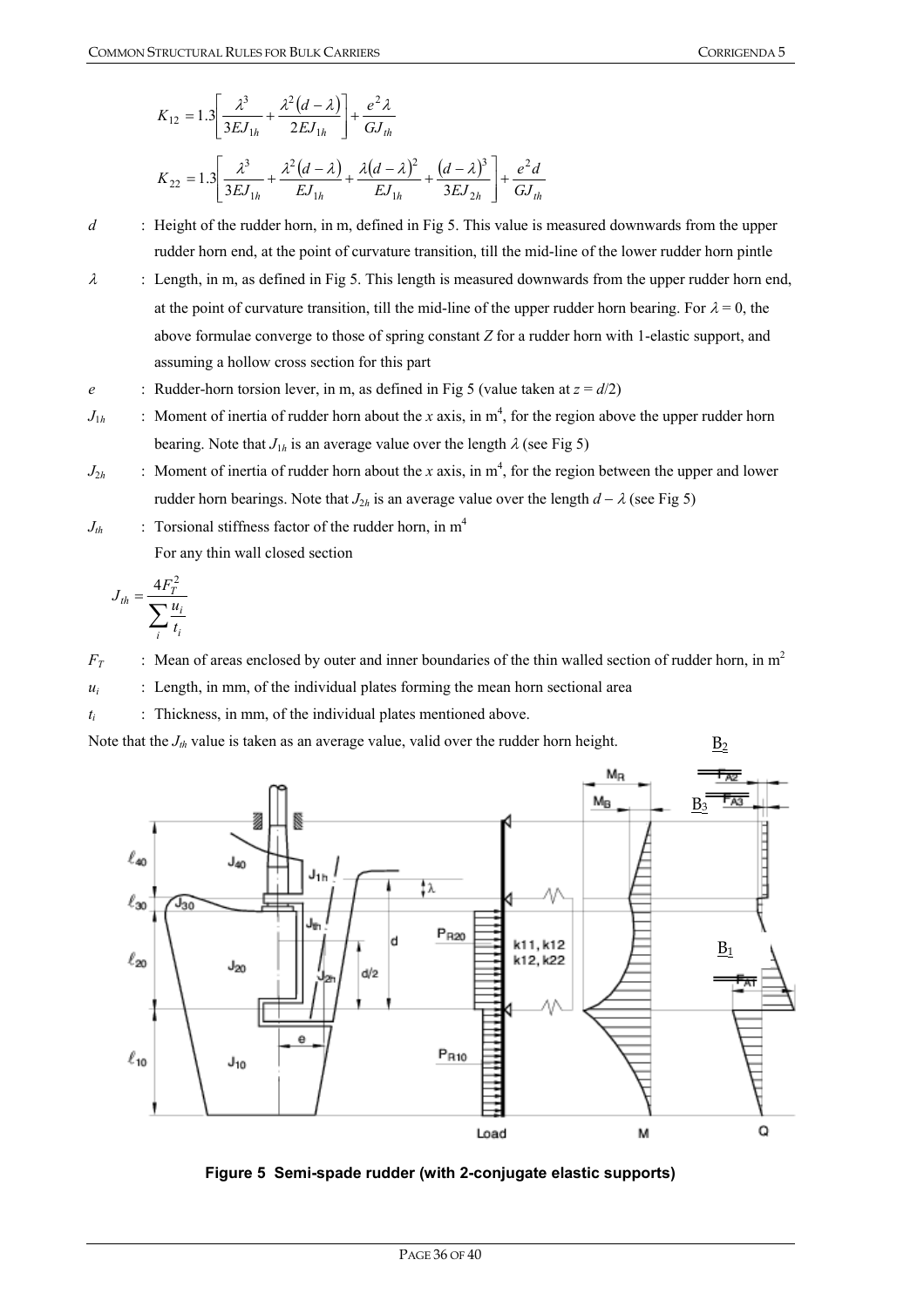$$K_{12} = 1.3\left[\frac{\lambda^3}{3EJ_{1h}} + \frac{\lambda^2(d-\lambda)}{2EJ_{1h}}\right] + \frac{e^2\lambda}{GJ_{th}}$$

$$K_{22} = 1.3\left[\frac{\lambda^3}{3EJ_{1h}} + \frac{\lambda^2(d-\lambda)}{EJ_{1h}} + \frac{\lambda(d-\lambda)^2}{EJ_{1h}} + \frac{(d-\lambda)^3}{3EJ_{2h}}\right] + \frac{e^2 d}{GJ_{th}}$$

$d$ : Height of the rudder horn, in m, defined in Fig 5. This value is measured downwards from the upper rudder horn end, at the point of curvature transition, till the mid-line of the lower rudder horn pintle

$\lambda$ : Length, in m, as defined in Fig 5. This length is measured downwards from the upper rudder horn end, at the point of curvature transition, till the mid-line of the upper rudder horn bearing. For $\lambda = 0$, the above formulae converge to those of spring constant $Z$ for a rudder horn with 1-elastic support, and assuming a hollow cross section for this part

$e$ : Rudder-horn torsion lever, in m, as defined in Fig 5 (value taken at $z = d/2$)

$J_{1h}$ : Moment of inertia of rudder horn about the $x$ axis, in m$^4$, for the region above the upper rudder horn bearing. Note that $J_{1h}$ is an average value over the length $\lambda$ (see Fig 5)

$J_{2h}$ : Moment of inertia of rudder horn about the $x$ axis, in m$^4$, for the region between the upper and lower rudder horn bearings. Note that $J_{2h}$ is an average value over the length $d - \lambda$ (see Fig 5)

$J_{th}$ : Torsional stiffness factor of the rudder horn, in m$^4$

For any thin wall closed section

$$J_{th} = \frac{4F_T^2}{\sum_i \frac{u_i}{t_i}}$$

$F_T$ : Mean of areas enclosed by outer and inner boundaries of the thin walled section of rudder horn, in m$^2$

$u_i$ : Length, in mm, of the individual plates forming the mean horn sectional area

$t_i$ : Thickness, in mm, of the individual plates mentioned above.

Note that the $J_{th}$ value is taken as an average value, valid over the rudder horn height.

**Figure 5 Semi-spade rudder (with 2-conjugate elastic supports)**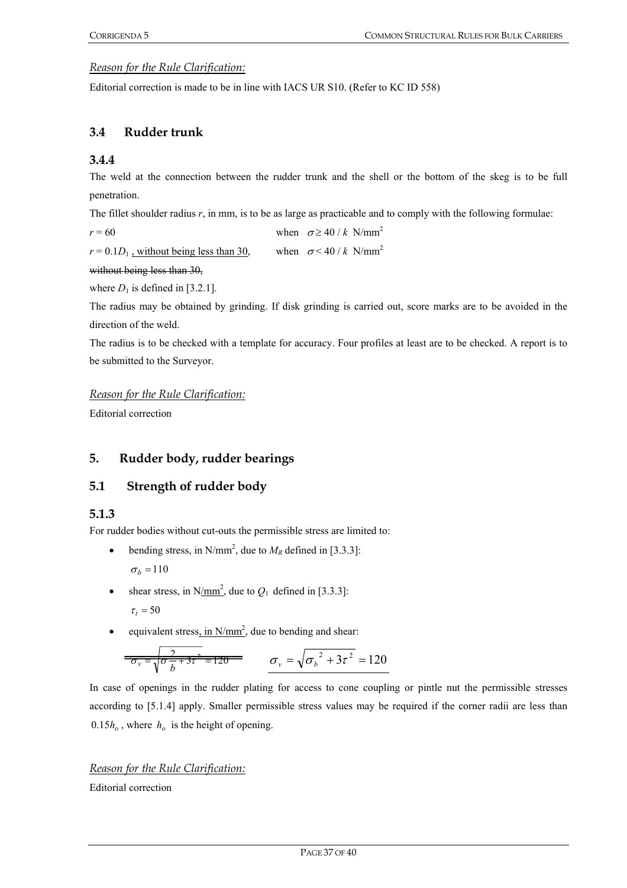*Reason for the Rule Clarification:*

Editorial correction is made to be in line with IACS UR S10. (Refer to KC ID 558)

## 3.4 Rudder trunk

### 3.4.4

The weld at the connection between the rudder trunk and the shell or the bottom of the skeg is to be full penetration.

The fillet shoulder radius $r$, in mm, is to be as large as practicable and to comply with the following formulae:

$r = 60$ when $\sigma \geq 40 / k$ N/mm$^2$

$r = 0.1D_1$ , without being less than 30, when $\sigma < 40 / k$ N/mm$^2$

~~without being less than 30,~~

where $D_1$ is defined in [3.2.1].

The radius may be obtained by grinding. If disk grinding is carried out, score marks are to be avoided in the direction of the weld.

The radius is to be checked with a template for accuracy. Four profiles at least are to be checked. A report is to be submitted to the Surveyor.

*Reason for the Rule Clarification:*

Editorial correction

# 5. Rudder body, rudder bearings

## 5.1 Strength of rudder body

### 5.1.3

For rudder bodies without cut-outs the permissible stress are limited to:

- bending stress, in N/mm$^2$, due to $M_R$ defined in [3.3.3]:

  $\sigma_b = 110$

- shear stress, in N/mm$^2$, due to $Q_1$ defined in [3.3.3]:

  $\tau_t = 50$

- equivalent stress, in N/mm$^2$, due to bending and shear:

  ~~$\sigma_v = \sqrt{\sigma \frac{2}{b} + 3\tau^2} = 120$~~ $\sigma_v = \sqrt{\sigma_b{}^2 + 3\tau^2} = 120$

In case of openings in the rudder plating for access to cone coupling or pintle nut the permissible stresses according to [5.1.4] apply. Smaller permissible stress values may be required if the corner radii are less than $0.15h_o$, where $h_o$ is the height of opening.

*Reason for the Rule Clarification:*

Editorial correction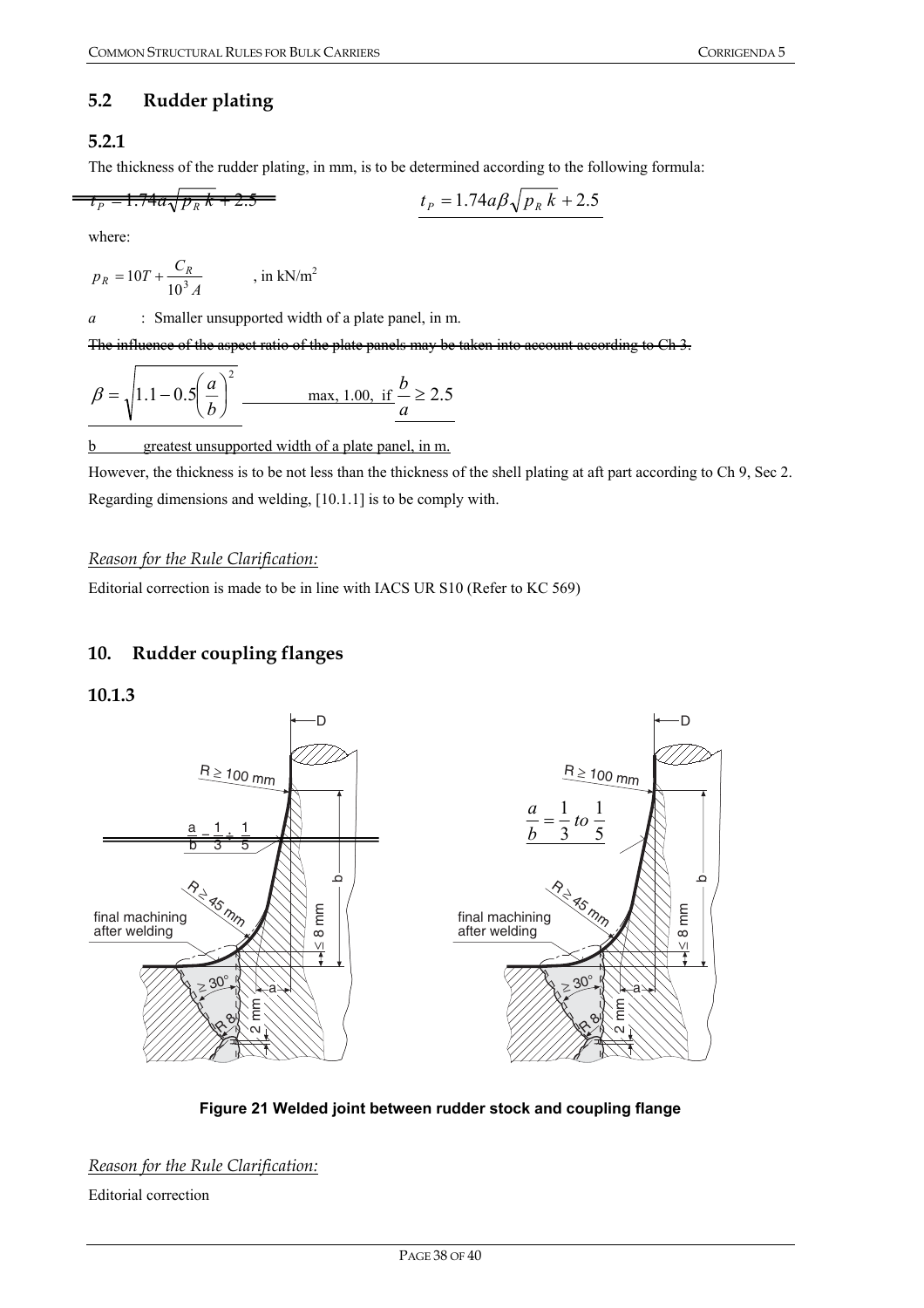## 5.2 Rudder plating

### 5.2.1

The thickness of the rudder plating, in mm, is to be determined according to the following formula:

~~$t_P = 1.74a\sqrt{p_R\, k} + 2.5$~~ $\quad\quad$ $t_P = 1.74a\beta\sqrt{p_R\, k} + 2.5$

where:

$p_R = 10T + \dfrac{C_R}{10^3 A}$ , in kN/m$^2$

$a$ : Smaller unsupported width of a plate panel, in m.

~~The influence of the aspect ratio of the plate panels may be taken into account according to Ch 3.~~

$\beta = \sqrt{1.1 - 0.5\left(\dfrac{a}{b}\right)^2}$ max, 1.00, if $\dfrac{b}{a} \geq 2.5$

b greatest unsupported width of a plate panel, in m.

However, the thickness is to be not less than the thickness of the shell plating at aft part according to Ch 9, Sec 2.

Regarding dimensions and welding, [10.1.1] is to be comply with.

*Reason for the Rule Clarification:*

Editorial correction is made to be in line with IACS UR S10 (Refer to KC 569)

## 10. Rudder coupling flanges

### 10.1.3

**Figure 21 Welded joint between rudder stock and coupling flange**

*Reason for the Rule Clarification:*

Editorial correction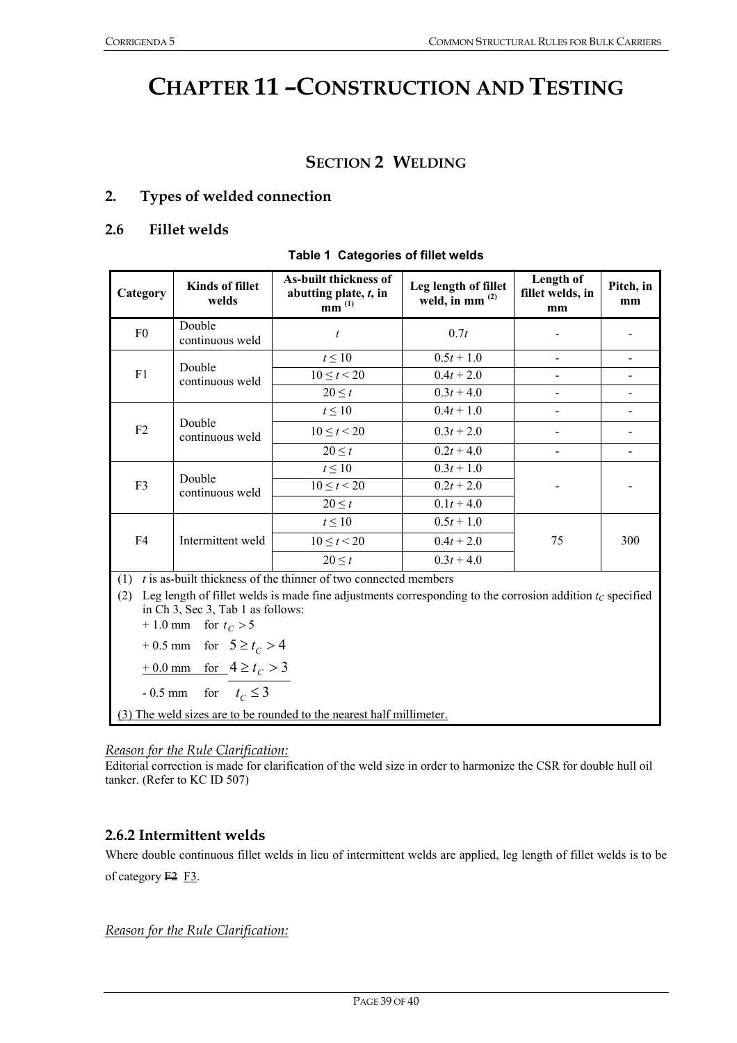# CHAPTER 11 – CONSTRUCTION AND TESTING

## SECTION 2 WELDING

### 2. Types of welded connection

### 2.6 Fillet welds

**Table 1 Categories of fillet welds**

| Category | Kinds of fillet welds | As-built thickness of abutting plate, $t$, in mm [(1)] | Leg length of fillet weld, in mm [(2)] | Length of fillet welds, in mm | Pitch, in mm |
|---|---|---|---|---|---|
| F0 | Double continuous weld | $t$ | $0.7t$ | - | - |
| F1 | Double continuous weld | $t \leq 10$ | $0.5t + 1.0$ | - | - |
| | | $10 \leq t < 20$ | $0.4t + 2.0$ | - | - |
| | | $20 \leq t$ | $0.3t + 4.0$ | - | - |
| F2 | Double continuous weld | $t \leq 10$ | $0.4t + 1.0$ | - | - |
| | | $10 \leq t < 20$ | $0.3t + 2.0$ | - | - |
| | | $20 \leq t$ | $0.2t + 4.0$ | - | - |
| F3 | Double continuous weld | $t \leq 10$ | $0.3t + 1.0$ | - | - |
| | | $10 \leq t < 20$ | $0.2t + 2.0$ | | |
| | | $20 \leq t$ | $0.1t + 4.0$ | | |
| F4 | Intermittent weld | $t \leq 10$ | $0.5t + 1.0$ | 75 | 300 |
| | | $10 \leq t < 20$ | $0.4t + 2.0$ | | |
| | | $20 \leq t$ | $0.3t + 4.0$ | | |

(1) $t$ is as-built thickness of the thinner of two connected members

(2) Leg length of fillet welds is made fine adjustments corresponding to the corrosion addition $t_C$ specified in Ch 3, Sec 3, Tab 1 as follows:

+ 1.0 mm for $t_C > 5$

+ 0.5 mm for $5 \geq t_C > 4$

<u>+ 0.0 mm for $4 \geq t_C > 3$</u>

- 0.5 mm for $t_C \leq 3$

<u>(3) The weld sizes are to be rounded to the nearest half millimeter.</u>

*Reason for the Rule Clarification:*

Editorial correction is made for clarification of the weld size in order to harmonize the CSR for double hull oil tanker. (Refer to KC ID 507)

### 2.6.2 Intermittent welds

Where double continuous fillet welds in lieu of intermittent welds are applied, leg length of fillet welds is to be of category ~~F2~~ <u>F3</u>.

*Reason for the Rule Clarification:*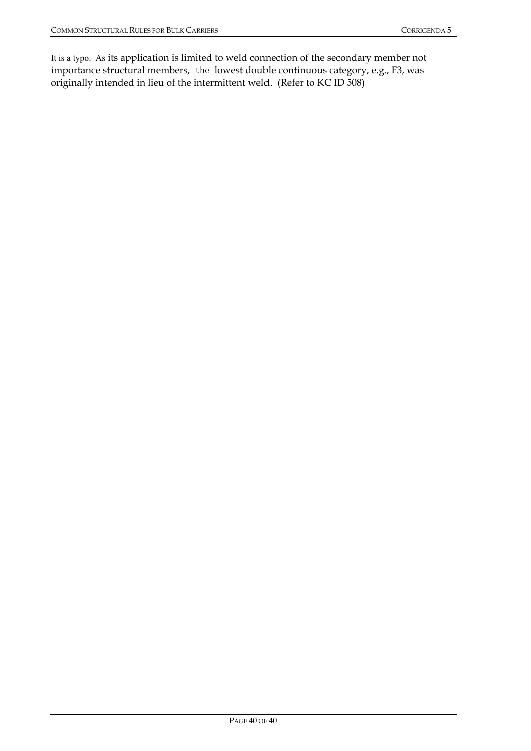It is a typo. As its application is limited to weld connection of the secondary member not importance structural members, the lowest double continuous category, e.g., F3, was originally intended in lieu of the intermittent weld. (Refer to KC ID 508)